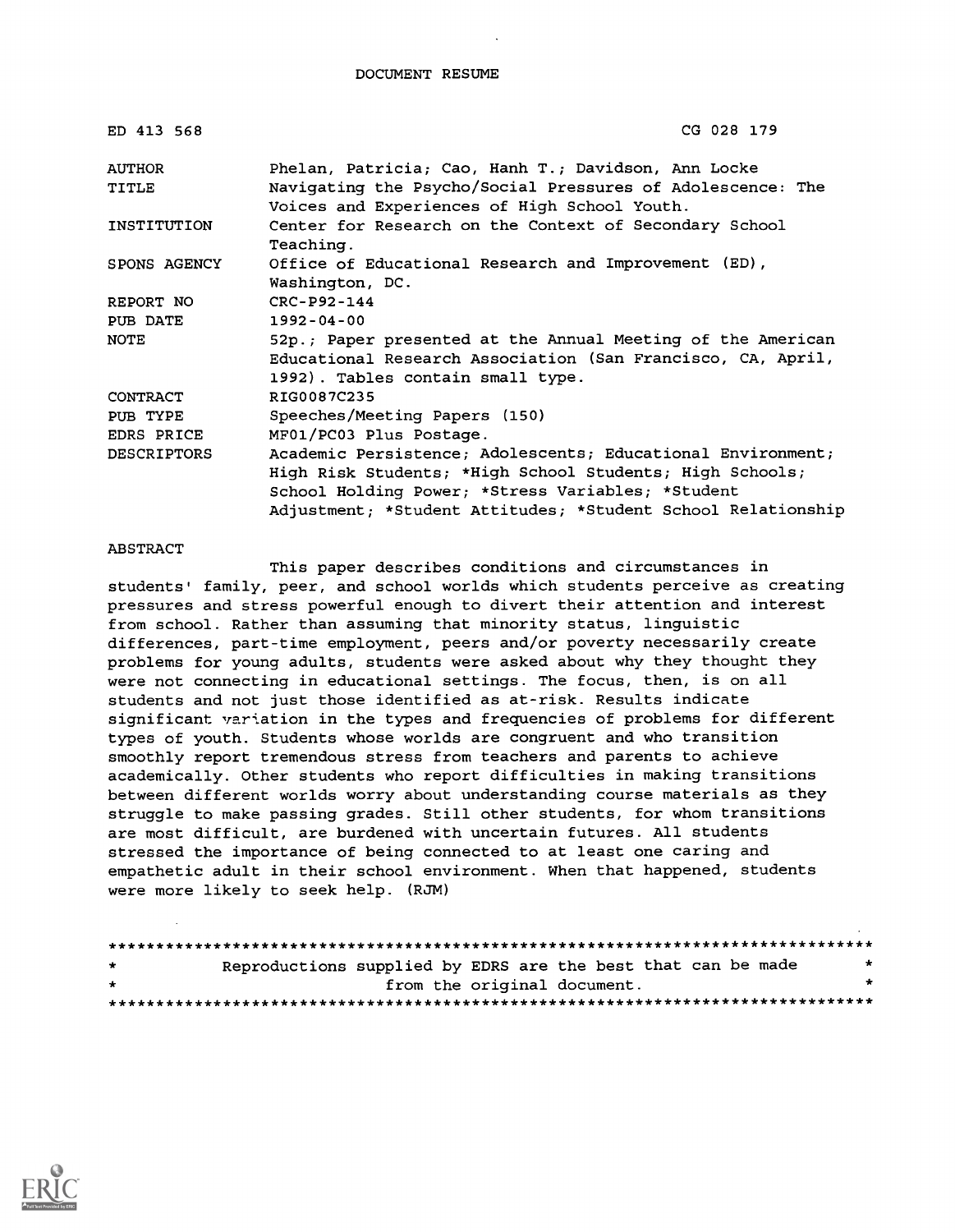# DOCUMENT RESUME

| | |
|---|---|
| ED 413 568 | CG 028 179 |
| AUTHOR | Phelan, Patricia; Cao, Hanh T.; Davidson, Ann Locke |
| TITLE | Navigating the Psycho/Social Pressures of Adolescence: The Voices and Experiences of High School Youth. |
| INSTITUTION | Center for Research on the Context of Secondary School Teaching. |
| SPONS AGENCY | Office of Educational Research and Improvement (ED), Washington, DC. |
| REPORT NO | CRC-P92-144 |
| PUB DATE | 1992-04-00 |
| NOTE | 52p.; Paper presented at the Annual Meeting of the American Educational Research Association (San Francisco, CA, April, 1992). Tables contain small type. |
| CONTRACT | RIG0087C235 |
| PUB TYPE | Speeches/Meeting Papers (150) |
| EDRS PRICE | MF01/PC03 Plus Postage. |
| DESCRIPTORS | Academic Persistence; Adolescents; Educational Environment; High Risk Students; *High School Students; High Schools; School Holding Power; *Stress Variables; *Student Adjustment; *Student Attitudes; *Student School Relationship |

## ABSTRACT

This paper describes conditions and circumstances in students' family, peer, and school worlds which students perceive as creating pressures and stress powerful enough to divert their attention and interest from school. Rather than assuming that minority status, linguistic differences, part-time employment, peers and/or poverty necessarily create problems for young adults, students were asked about why they thought they were not connecting in educational settings. The focus, then, is on all students and not just those identified as at-risk. Results indicate significant variation in the types and frequencies of problems for different types of youth. Students whose worlds are congruent and who transition smoothly report tremendous stress from teachers and parents to achieve academically. Other students who report difficulties in making transitions between different worlds worry about understanding course materials as they struggle to make passing grades. Still other students, for whom transitions are most difficult, are burdened with uncertain futures. All students stressed the importance of being connected to at least one caring and empathetic adult in their school environment. When that happened, students were more likely to seek help. (RJM)

********************************************************************************
* Reproductions supplied by EDRS are the best that can be made *
* from the original document. *
********************************************************************************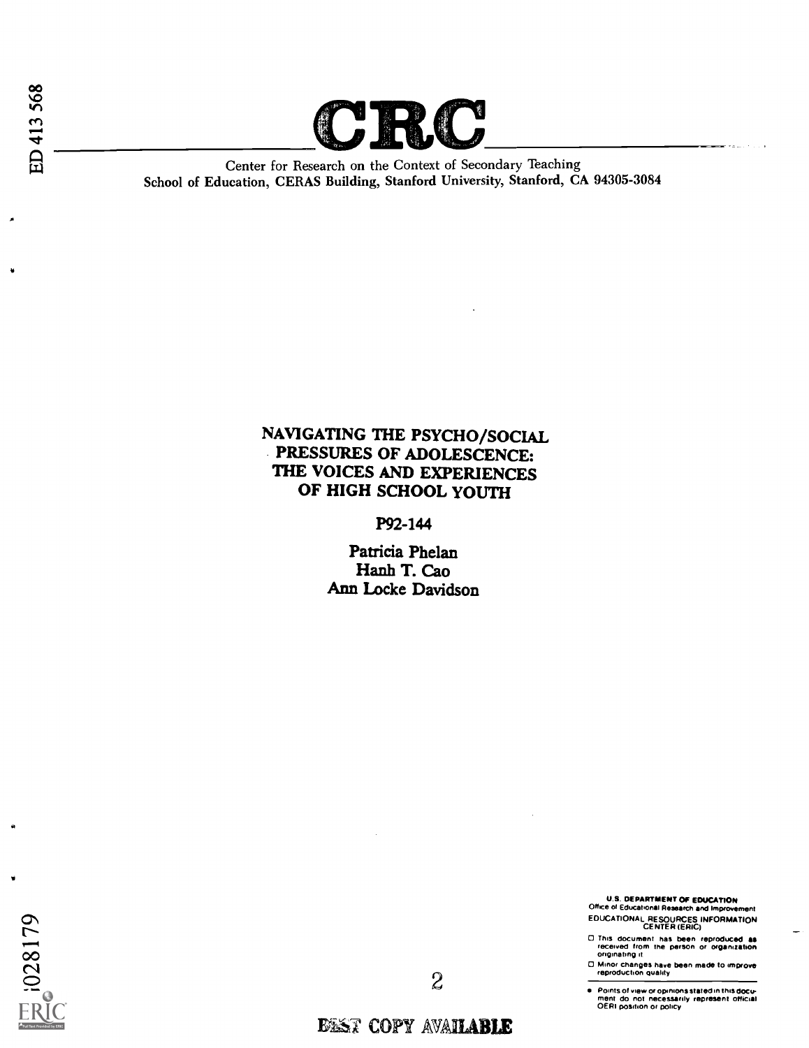# CRC

Center for Research on the Context of Secondary Teaching
School of Education, CERAS Building, Stanford University, Stanford, CA 94305-3084

## NAVIGATING THE PSYCHO/SOCIAL PRESSURES OF ADOLESCENCE: THE VOICES AND EXPERIENCES OF HIGH SCHOOL YOUTH

P92-144

Patricia Phelan
Hanh T. Cao
Ann Locke Davidson

U.S. DEPARTMENT OF EDUCATION
Office of Educational Research and Improvement
EDUCATIONAL RESOURCES INFORMATION CENTER (ERIC)

- This document has been reproduced as received from the person or organization originating it
- Minor changes have been made to improve reproduction quality

- Points of view or opinions stated in this document do not necessarily represent official OERI position or policy

BEST COPY AVAILABLE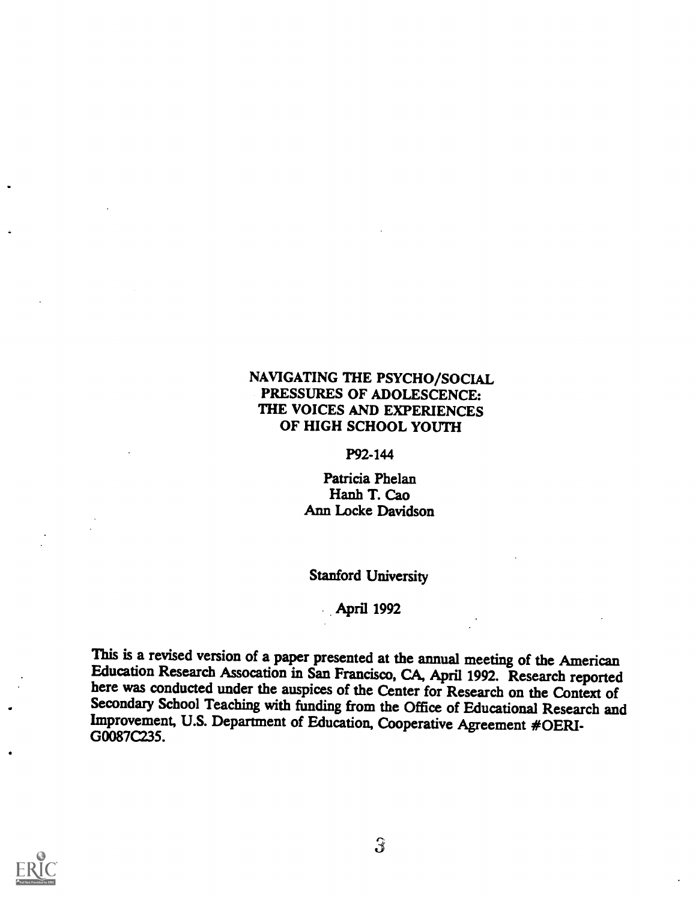# NAVIGATING THE PSYCHO/SOCIAL PRESSURES OF ADOLESCENCE: THE VOICES AND EXPERIENCES OF HIGH SCHOOL YOUTH

P92-144

Patricia Phelan
Hanh T. Cao
Ann Locke Davidson

Stanford University

April 1992

This is a revised version of a paper presented at the annual meeting of the American Education Research Assocation in San Francisco, CA, April 1992. Research reported here was conducted under the auspices of the Center for Research on the Context of Secondary School Teaching with funding from the Office of Educational Research and Improvement, U.S. Department of Education, Cooperative Agreement #OERI-G0087C235.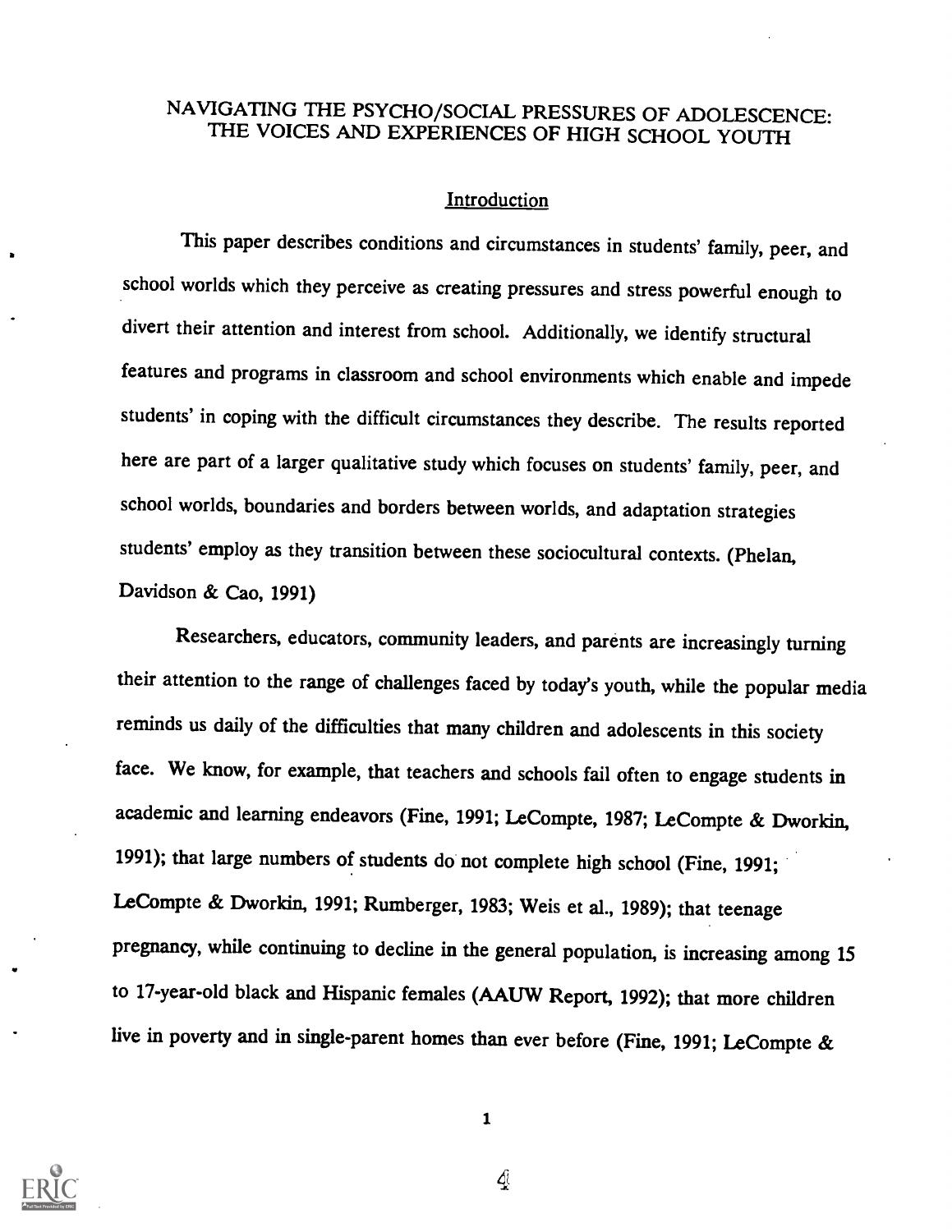# NAVIGATING THE PSYCHO/SOCIAL PRESSURES OF ADOLESCENCE: THE VOICES AND EXPERIENCES OF HIGH SCHOOL YOUTH

## Introduction

This paper describes conditions and circumstances in students' family, peer, and school worlds which they perceive as creating pressures and stress powerful enough to divert their attention and interest from school. Additionally, we identify structural features and programs in classroom and school environments which enable and impede students' in coping with the difficult circumstances they describe. The results reported here are part of a larger qualitative study which focuses on students' family, peer, and school worlds, boundaries and borders between worlds, and adaptation strategies students' employ as they transition between these sociocultural contexts. (Phelan, Davidson & Cao, 1991)

Researchers, educators, community leaders, and parents are increasingly turning their attention to the range of challenges faced by today's youth, while the popular media reminds us daily of the difficulties that many children and adolescents in this society face. We know, for example, that teachers and schools fail often to engage students in academic and learning endeavors (Fine, 1991; LeCompte, 1987; LeCompte & Dworkin, 1991); that large numbers of students do not complete high school (Fine, 1991; LeCompte & Dworkin, 1991; Rumberger, 1983; Weis et al., 1989); that teenage pregnancy, while continuing to decline in the general population, is increasing among 15 to 17-year-old black and Hispanic females (AAUW Report, 1992); that more children live in poverty and in single-parent homes than ever before (Fine, 1991; LeCompte &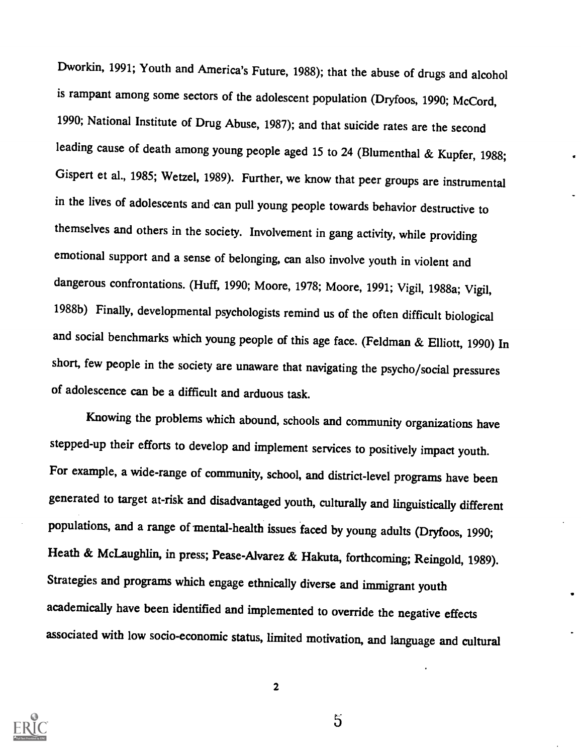Dworkin, 1991; Youth and America's Future, 1988); that the abuse of drugs and alcohol is rampant among some sectors of the adolescent population (Dryfoos, 1990; McCord, 1990; National Institute of Drug Abuse, 1987); and that suicide rates are the second leading cause of death among young people aged 15 to 24 (Blumenthal & Kupfer, 1988; Gispert et al., 1985; Wetzel, 1989). Further, we know that peer groups are instrumental in the lives of adolescents and can pull young people towards behavior destructive to themselves and others in the society. Involvement in gang activity, while providing emotional support and a sense of belonging, can also involve youth in violent and dangerous confrontations. (Huff, 1990; Moore, 1978; Moore, 1991; Vigil, 1988a; Vigil, 1988b) Finally, developmental psychologists remind us of the often difficult biological and social benchmarks which young people of this age face. (Feldman & Elliott, 1990) In short, few people in the society are unaware that navigating the psycho/social pressures of adolescence can be a difficult and arduous task.

Knowing the problems which abound, schools and community organizations have stepped-up their efforts to develop and implement services to positively impact youth. For example, a wide-range of community, school, and district-level programs have been generated to target at-risk and disadvantaged youth, culturally and linguistically different populations, and a range of mental-health issues faced by young adults (Dryfoos, 1990; Heath & McLaughlin, in press; Pease-Alvarez & Hakuta, forthcoming; Reingold, 1989). Strategies and programs which engage ethnically diverse and immigrant youth academically have been identified and implemented to override the negative effects associated with low socio-economic status, limited motivation, and language and cultural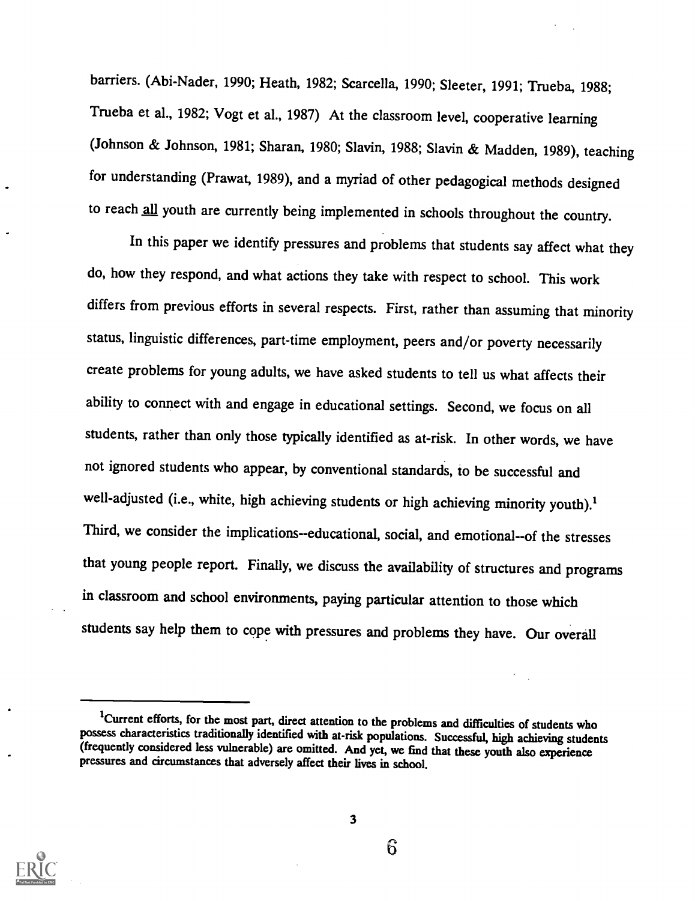barriers. (Abi-Nader, 1990; Heath, 1982; Scarcella, 1990; Sleeter, 1991; Trueba, 1988; Trueba et al., 1982; Vogt et al., 1987) At the classroom level, cooperative learning (Johnson & Johnson, 1981; Sharan, 1980; Slavin, 1988; Slavin & Madden, 1989), teaching for understanding (Prawat, 1989), and a myriad of other pedagogical methods designed to reach <u>all</u> youth are currently being implemented in schools throughout the country.

In this paper we identify pressures and problems that students say affect what they do, how they respond, and what actions they take with respect to school. This work differs from previous efforts in several respects. First, rather than assuming that minority status, linguistic differences, part-time employment, peers and/or poverty necessarily create problems for young adults, we have asked students to tell us what affects their ability to connect with and engage in educational settings. Second, we focus on all students, rather than only those typically identified as at-risk. In other words, we have not ignored students who appear, by conventional standards, to be successful and well-adjusted (i.e., white, high achieving students or high achieving minority youth).[1] Third, we consider the implications--educational, social, and emotional--of the stresses that young people report. Finally, we discuss the availability of structures and programs in classroom and school environments, paying particular attention to those which students say help them to cope with pressures and problems they have. Our overall

---

[1]Current efforts, for the most part, direct attention to the problems and difficulties of students who possess characteristics traditionally identified with at-risk populations. Successful, high achieving students (frequently considered less vulnerable) are omitted. And yet, we find that these youth also experience pressures and circumstances that adversely affect their lives in school.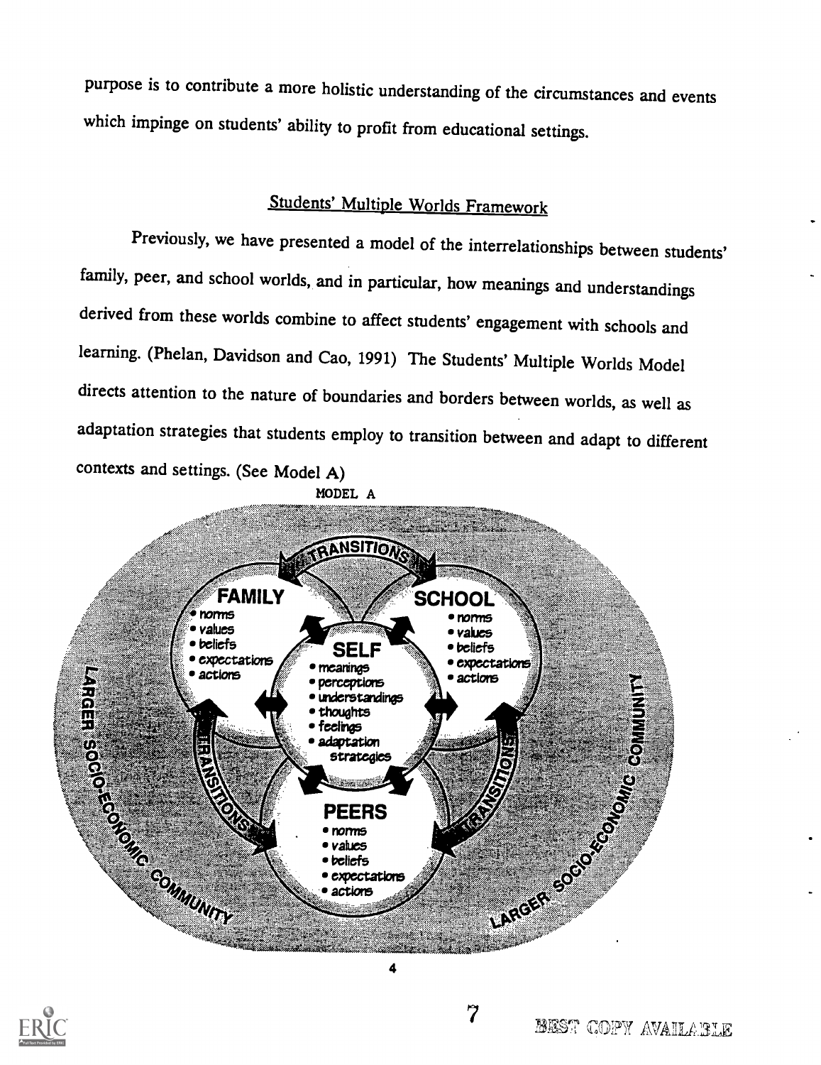purpose is to contribute a more holistic understanding of the circumstances and events which impinge on students' ability to profit from educational settings.

## Students' Multiple Worlds Framework

Previously, we have presented a model of the interrelationships between students' family, peer, and school worlds, and in particular, how meanings and understandings derived from these worlds combine to affect students' engagement with schools and learning. (Phelan, Davidson and Cao, 1991) The Students' Multiple Worlds Model directs attention to the nature of boundaries and borders between worlds, as well as adaptation strategies that students employ to transition between and adapt to different contexts and settings. (See Model A)

MODEL A

TRANSITIONS

FAMILY
- norms
- values
- beliefs
- expectations
- actions

SCHOOL
- norms
- values
- beliefs
- expectations
- actions

SELF
- meanings
- perceptions
- understandings
- thoughts
- feelings
- adaptation strategies

PEERS
- norms
- values
- beliefs
- expectations
- actions

TRANSITIONS

TRANSITIONS

LARGER SOCIO-ECONOMIC COMMUNITY

LARGER SOCIO-ECONOMIC COMMUNITY

LARGER SOCIO-ECONOMIC COMMUNITY

LARGER SOCIO-ECONOMIC COMMUNITY

BEST COPY AVAILABLE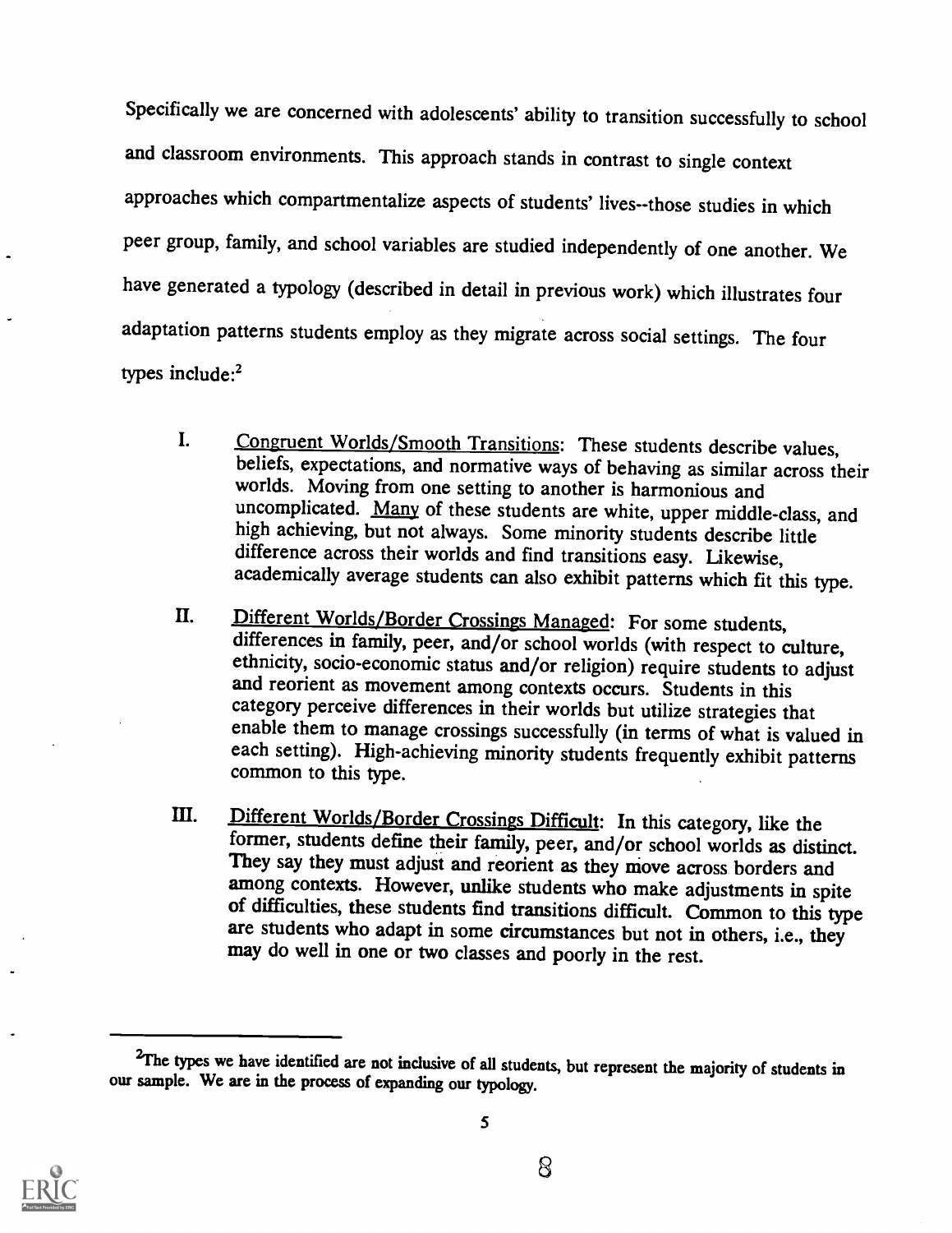Specifically we are concerned with adolescents' ability to transition successfully to school and classroom environments. This approach stands in contrast to single context approaches which compartmentalize aspects of students' lives--those studies in which peer group, family, and school variables are studied independently of one another. We have generated a typology (described in detail in previous work) which illustrates four adaptation patterns students employ as they migrate across social settings. The four types include:[2]

I. Congruent Worlds/Smooth Transitions: These students describe values, beliefs, expectations, and normative ways of behaving as similar across their worlds. Moving from one setting to another is harmonious and uncomplicated. Many of these students are white, upper middle-class, and high achieving, but not always. Some minority students describe little difference across their worlds and find transitions easy. Likewise, academically average students can also exhibit patterns which fit this type.

II. Different Worlds/Border Crossings Managed: For some students, differences in family, peer, and/or school worlds (with respect to culture, ethnicity, socio-economic status and/or religion) require students to adjust and reorient as movement among contexts occurs. Students in this category perceive differences in their worlds but utilize strategies that enable them to manage crossings successfully (in terms of what is valued in each setting). High-achieving minority students frequently exhibit patterns common to this type.

III. Different Worlds/Border Crossings Difficult: In this category, like the former, students define their family, peer, and/or school worlds as distinct. They say they must adjust and reorient as they move across borders and among contexts. However, unlike students who make adjustments in spite of difficulties, these students find transitions difficult. Common to this type are students who adapt in some circumstances but not in others, i.e., they may do well in one or two classes and poorly in the rest.

---

[2]The types we have identified are not inclusive of all students, but represent the majority of students in our sample. We are in the process of expanding our typology.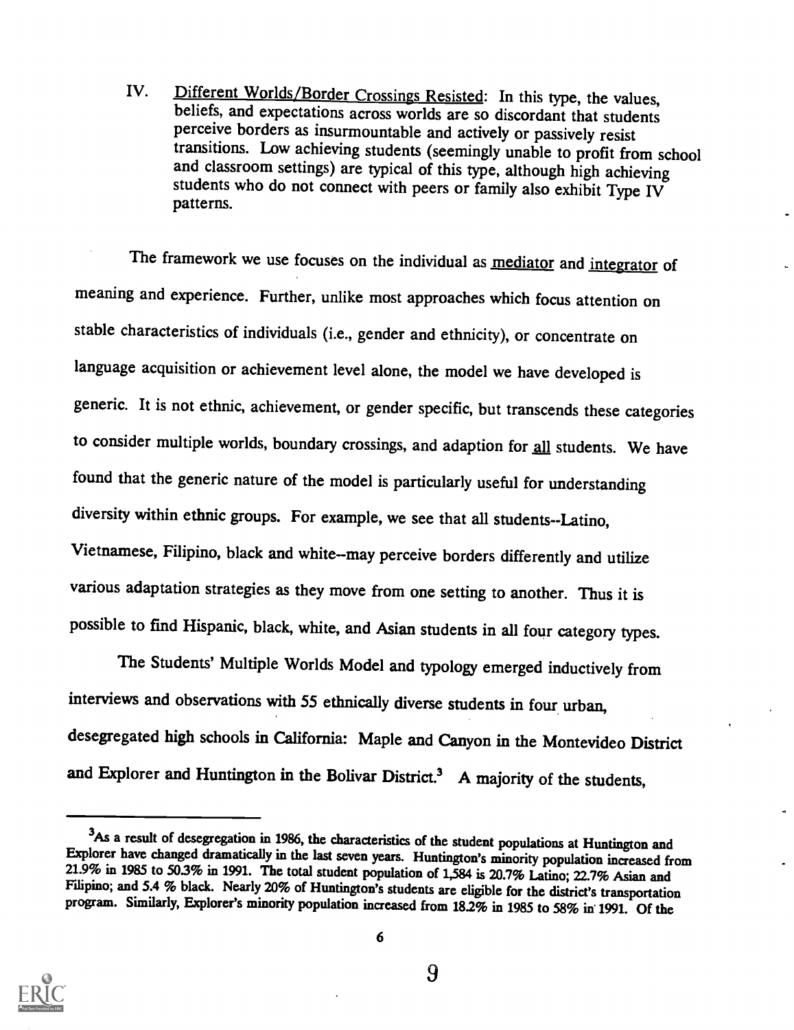IV. Different Worlds/Border Crossings Resisted: In this type, the values, beliefs, and expectations across worlds are so discordant that students perceive borders as insurmountable and actively or passively resist transitions. Low achieving students (seemingly unable to profit from school and classroom settings) are typical of this type, although high achieving students who do not connect with peers or family also exhibit Type IV patterns.

The framework we use focuses on the individual as mediator and integrator of meaning and experience. Further, unlike most approaches which focus attention on stable characteristics of individuals (i.e., gender and ethnicity), or concentrate on language acquisition or achievement level alone, the model we have developed is generic. It is not ethnic, achievement, or gender specific, but transcends these categories to consider multiple worlds, boundary crossings, and adaption for all students. We have found that the generic nature of the model is particularly useful for understanding diversity within ethnic groups. For example, we see that all students--Latino, Vietnamese, Filipino, black and white--may perceive borders differently and utilize various adaptation strategies as they move from one setting to another. Thus it is possible to find Hispanic, black, white, and Asian students in all four category types.

The Students' Multiple Worlds Model and typology emerged inductively from interviews and observations with 55 ethnically diverse students in four urban, desegregated high schools in California: Maple and Canyon in the Montevideo District and Explorer and Huntington in the Bolivar District.[3] A majority of the students,

[3] As a result of desegregation in 1986, the characteristics of the student populations at Huntington and Explorer have changed dramatically in the last seven years. Huntington's minority population increased from 21.9% in 1985 to 50.3% in 1991. The total student population of 1,584 is 20.7% Latino; 22.7% Asian and Filipino; and 5.4 % black. Nearly 20% of Huntington's students are eligible for the district's transportation program. Similarly, Explorer's minority population increased from 18.2% in 1985 to 58% in 1991. Of the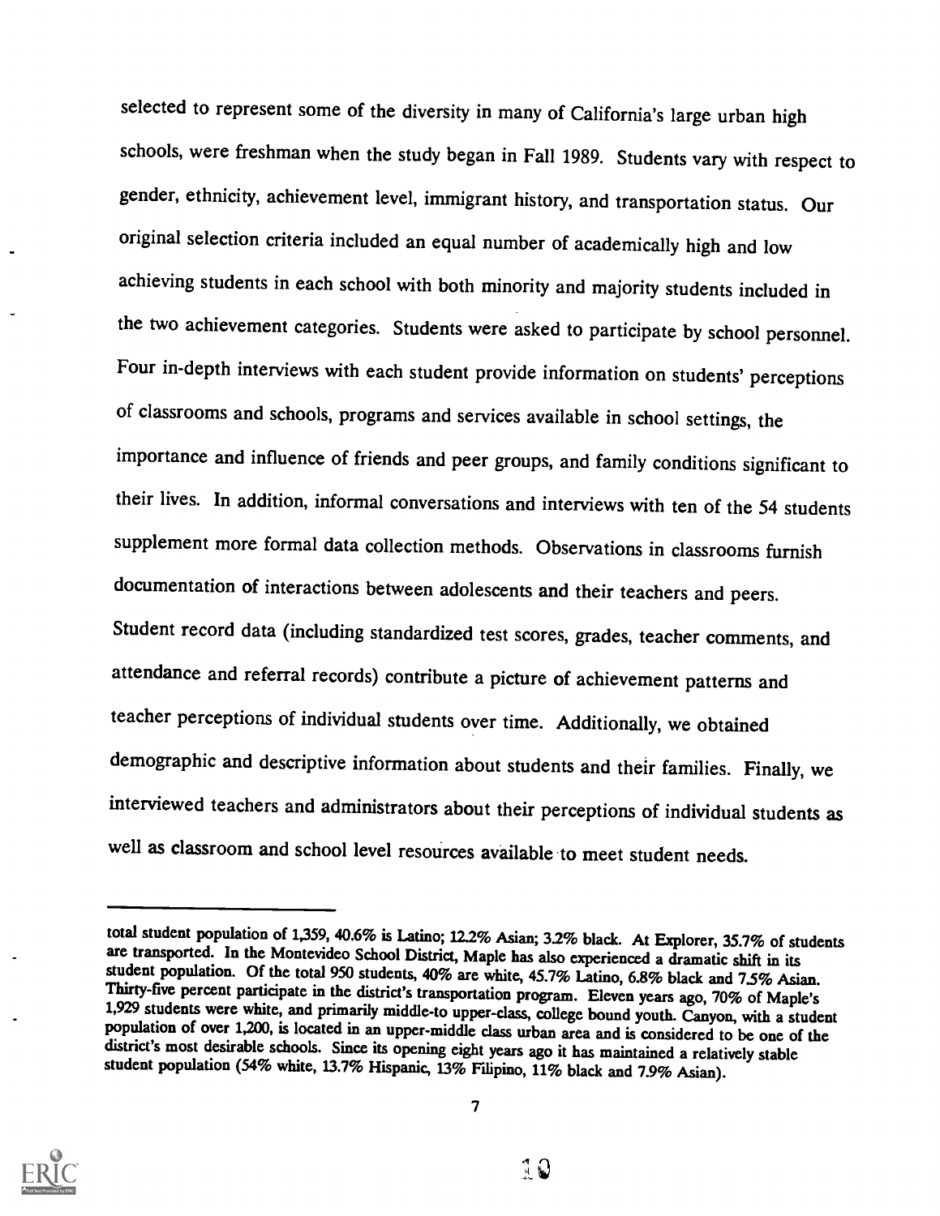selected to represent some of the diversity in many of California's large urban high schools, were freshman when the study began in Fall 1989. Students vary with respect to gender, ethnicity, achievement level, immigrant history, and transportation status. Our original selection criteria included an equal number of academically high and low achieving students in each school with both minority and majority students included in the two achievement categories. Students were asked to participate by school personnel. Four in-depth interviews with each student provide information on students' perceptions of classrooms and schools, programs and services available in school settings, the importance and influence of friends and peer groups, and family conditions significant to their lives. In addition, informal conversations and interviews with ten of the 54 students supplement more formal data collection methods. Observations in classrooms furnish documentation of interactions between adolescents and their teachers and peers. Student record data (including standardized test scores, grades, teacher comments, and attendance and referral records) contribute a picture of achievement patterns and teacher perceptions of individual students over time. Additionally, we obtained demographic and descriptive information about students and their families. Finally, we interviewed teachers and administrators about their perceptions of individual students as well as classroom and school level resources available to meet student needs.

---

total student population of 1,359, 40.6% is Latino; 12.2% Asian; 3.2% black. At Explorer, 35.7% of students are transported. In the Montevideo School District, Maple has also experienced a dramatic shift in its student population. Of the total 950 students, 40% are white, 45.7% Latino, 6.8% black and 7.5% Asian. Thirty-five percent participate in the district's transportation program. Eleven years ago, 70% of Maple's 1,929 students were white, and primarily middle-to upper-class, college bound youth. Canyon, with a student population of over 1,200, is located in an upper-middle class urban area and is considered to be one of the district's most desirable schools. Since its opening eight years ago it has maintained a relatively stable student population (54% white, 13.7% Hispanic, 13% Filipino, 11% black and 7.9% Asian).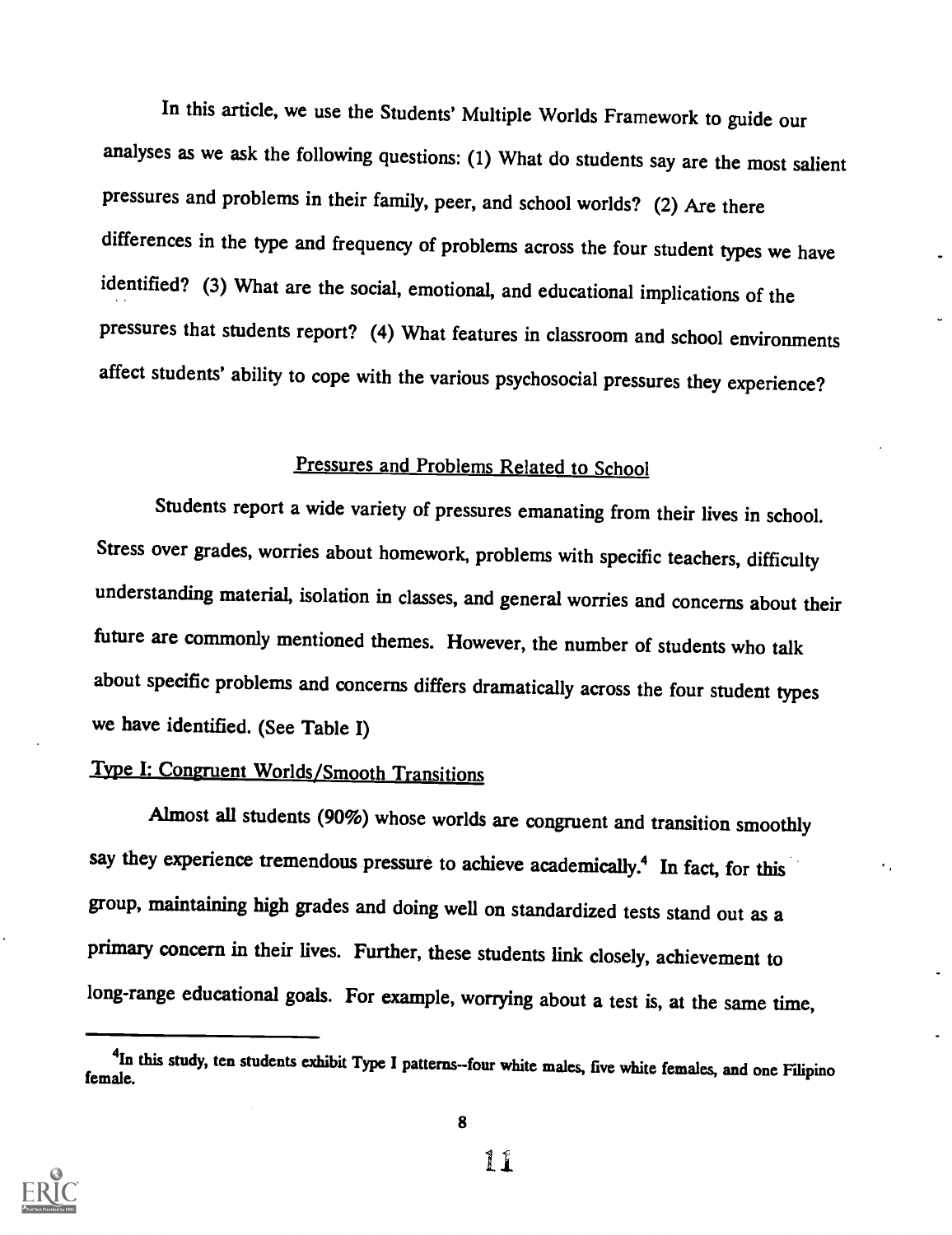In this article, we use the Students' Multiple Worlds Framework to guide our analyses as we ask the following questions: (1) What do students say are the most salient pressures and problems in their family, peer, and school worlds? (2) Are there differences in the type and frequency of problems across the four student types we have identified? (3) What are the social, emotional, and educational implications of the pressures that students report? (4) What features in classroom and school environments affect students' ability to cope with the various psychosocial pressures they experience?

## Pressures and Problems Related to School

Students report a wide variety of pressures emanating from their lives in school. Stress over grades, worries about homework, problems with specific teachers, difficulty understanding material, isolation in classes, and general worries and concerns about their future are commonly mentioned themes. However, the number of students who talk about specific problems and concerns differs dramatically across the four student types we have identified. (See Table I)

### Type I: Congruent Worlds/Smooth Transitions

Almost all students (90%) whose worlds are congruent and transition smoothly say they experience tremendous pressure to achieve academically.[4] In fact, for this group, maintaining high grades and doing well on standardized tests stand out as a primary concern in their lives. Further, these students link closely, achievement to long-range educational goals. For example, worrying about a test is, at the same time,

---

[4]In this study, ten students exhibit Type I patterns--four white males, five white females, and one Filipino female.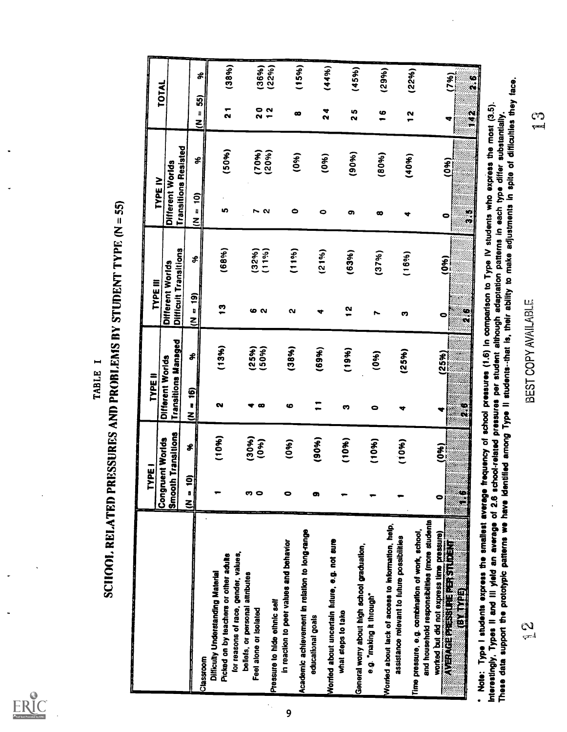TABLE I

# SCHOOL RELATED PRESSURES AND PROBLEMS BY STUDENT TYPE (N = 55)

| | TYPE I Congruent Worlds Smooth Transitions | | TYPE II Different Worlds Transitions Managed | | TYPE III Different Worlds Difficult Transitions | | TYPE IV Different Worlds Transitions Resisted | | TOTAL | |
|---|---|---|---|---|---|---|---|---|---|---|
| | (N = 10) | % | (N = 16) | % | (N = 19) | % | (N = 10) | % | (N = 55) | % |
| Classroom | | | | | | | | | | |
| Difficulty Understanding Material | | | | | | | | | | |
| Picked on by teachers or other adults for reasons of race, gender, values, beliefs, or personal attributes | 1 | (10%) | 2 | (13%) | 13 | (68%) | 5 | (50%) | 21 | (38%) |
| Feel alone or isolated | 3 | (30%) | 4 | (25%) | 6 | (32%) | 7 | (70%) | 20 | (36%) |
| | 0 | (0%) | 8 | (50%) | 2 | (11%) | 2 | (20%) | 12 | (22%) |
| Pressure to hide ethnic self in reaction to peer values and behavior | 0 | (0%) | 6 | (38%) | 2 | (11%) | 0 | (0%) | 8 | (15%) |
| Academic achievement in relation to long-range educational goals | 9 | (90%) | 11 | (69%) | 4 | (21%) | 0 | (0%) | 24 | (44%) |
| Worried about uncertain future, e.g. not sure what steps to take | 1 | (10%) | 3 | (19%) | 12 | (63%) | 9 | (90%) | 25 | (45%) |
| General worry about high school graduation, e.g. "making it through" | 1 | (10%) | 0 | (0%) | 7 | (37%) | 8 | (80%) | 16 | (29%) |
| Worried about lack of access to information, help, assistance relevant to future possibilities | 1 | (10%) | 4 | (25%) | 3 | (16%) | 4 | (40%) | 12 | (22%) |
| Time pressure, e.g. combination of work, school, and household responsibilities (more students worked but did not express time pressure) | 0 | (0%) | 4 | (25%) | 0 | (0%) | 0 | (0%) | 4 | (7%) |
| AVERAGE PRESSURE PER STUDENT (BY TYPE) | 1.6 | | 2.6 | | 2.6 | | 3.5 | | 142 | 2.6 |

\* Note: Type I students express the smallest average frequency of school pressures (1.6) in comparison to Type IV students who express the most (3.5). Interestingly, Types II and III yield an average of 2.6 school-related pressures per student although adaptation patterns in each type differ substantially. These data support the prototypic patterns we have identified among Type II students--that is, their ability to make adjustments in spite of difficulties they face.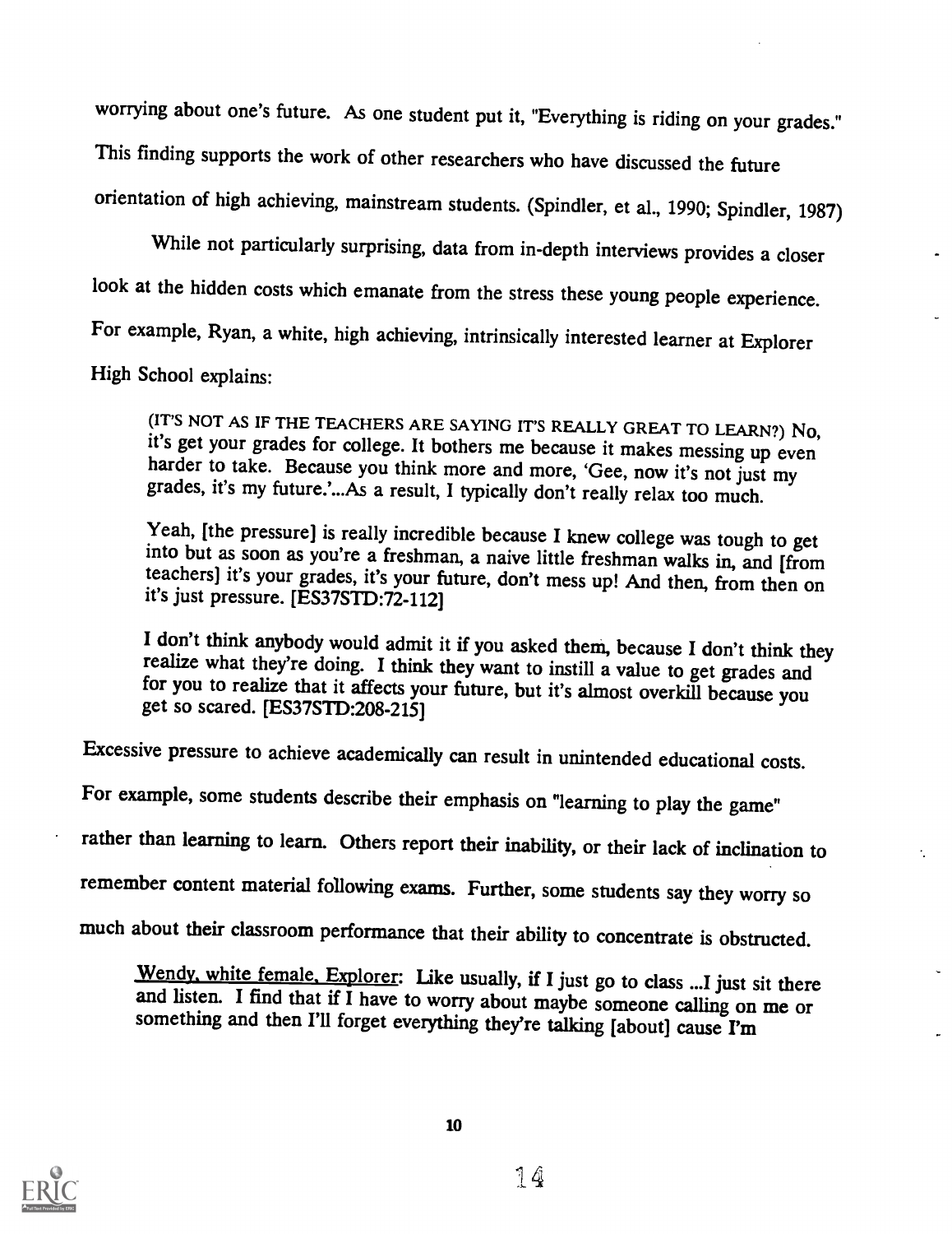worrying about one's future. As one student put it, "Everything is riding on your grades." This finding supports the work of other researchers who have discussed the future orientation of high achieving, mainstream students. (Spindler, et al., 1990; Spindler, 1987)

While not particularly surprising, data from in-depth interviews provides a closer look at the hidden costs which emanate from the stress these young people experience. For example, Ryan, a white, high achieving, intrinsically interested learner at Explorer High School explains:

> (IT'S NOT AS IF THE TEACHERS ARE SAYING IT'S REALLY GREAT TO LEARN?) No, it's get your grades for college. It bothers me because it makes messing up even harder to take. Because you think more and more, 'Gee, now it's not just my grades, it's my future.'...As a result, I typically don't really relax too much.
>
> Yeah, [the pressure] is really incredible because I knew college was tough to get into but as soon as you're a freshman, a naive little freshman walks in, and [from teachers] it's your grades, it's your future, don't mess up! And then, from then on it's just pressure. [ES37STD:72-112]
>
> I don't think anybody would admit it if you asked them, because I don't think they realize what they're doing. I think they want to instill a value to get grades and for you to realize that it affects your future, but it's almost overkill because you get so scared. [ES37STD:208-215]

Excessive pressure to achieve academically can result in unintended educational costs. For example, some students describe their emphasis on "learning to play the game" rather than learning to learn. Others report their inability, or their lack of inclination to remember content material following exams. Further, some students say they worry so much about their classroom performance that their ability to concentrate is obstructed.

> Wendy, white female, Explorer: Like usually, if I just go to class ...I just sit there and listen. I find that if I have to worry about maybe someone calling on me or something and then I'll forget everything they're talking [about] cause I'm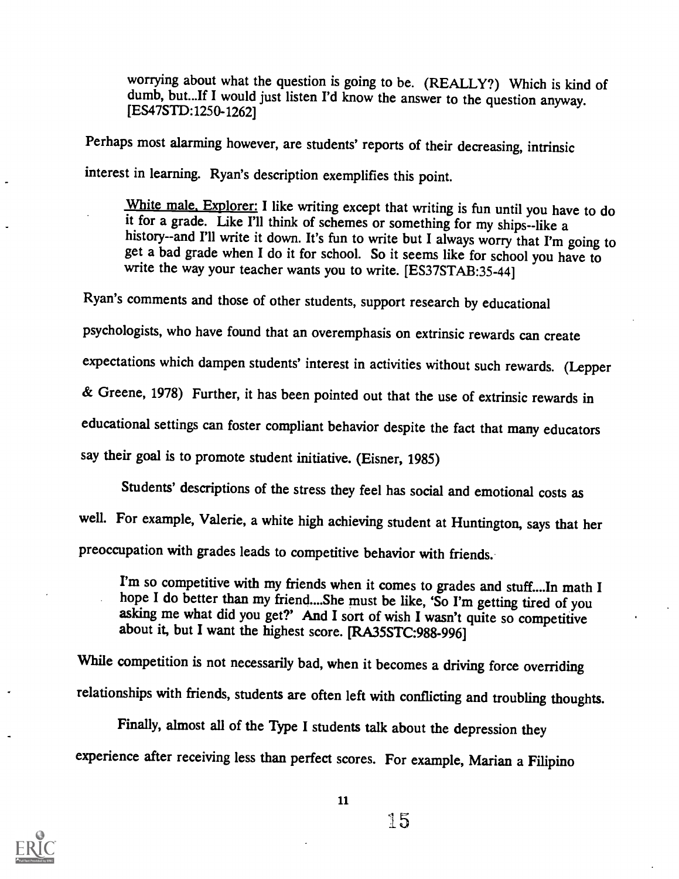> worrying about what the question is going to be. (REALLY?) Which is kind of dumb, but...If I would just listen I'd know the answer to the question anyway. [ES47STD:1250-1262]

Perhaps most alarming however, are students' reports of their decreasing, intrinsic interest in learning. Ryan's description exemplifies this point.

> White male, Explorer: I like writing except that writing is fun until you have to do it for a grade. Like I'll think of schemes or something for my ships--like a history--and I'll write it down. It's fun to write but I always worry that I'm going to get a bad grade when I do it for school. So it seems like for school you have to write the way your teacher wants you to write. [ES37STAB:35-44]

Ryan's comments and those of other students, support research by educational psychologists, who have found that an overemphasis on extrinsic rewards can create expectations which dampen students' interest in activities without such rewards. (Lepper & Greene, 1978) Further, it has been pointed out that the use of extrinsic rewards in educational settings can foster compliant behavior despite the fact that many educators say their goal is to promote student initiative. (Eisner, 1985)

Students' descriptions of the stress they feel has social and emotional costs as well. For example, Valerie, a white high achieving student at Huntington, says that her preoccupation with grades leads to competitive behavior with friends.

> I'm so competitive with my friends when it comes to grades and stuff....In math I hope I do better than my friend....She must be like, 'So I'm getting tired of you asking me what did you get?' And I sort of wish I wasn't quite so competitive about it, but I want the highest score. [RA35STC:988-996]

While competition is not necessarily bad, when it becomes a driving force overriding relationships with friends, students are often left with conflicting and troubling thoughts.

Finally, almost all of the Type I students talk about the depression they experience after receiving less than perfect scores. For example, Marian a Filipino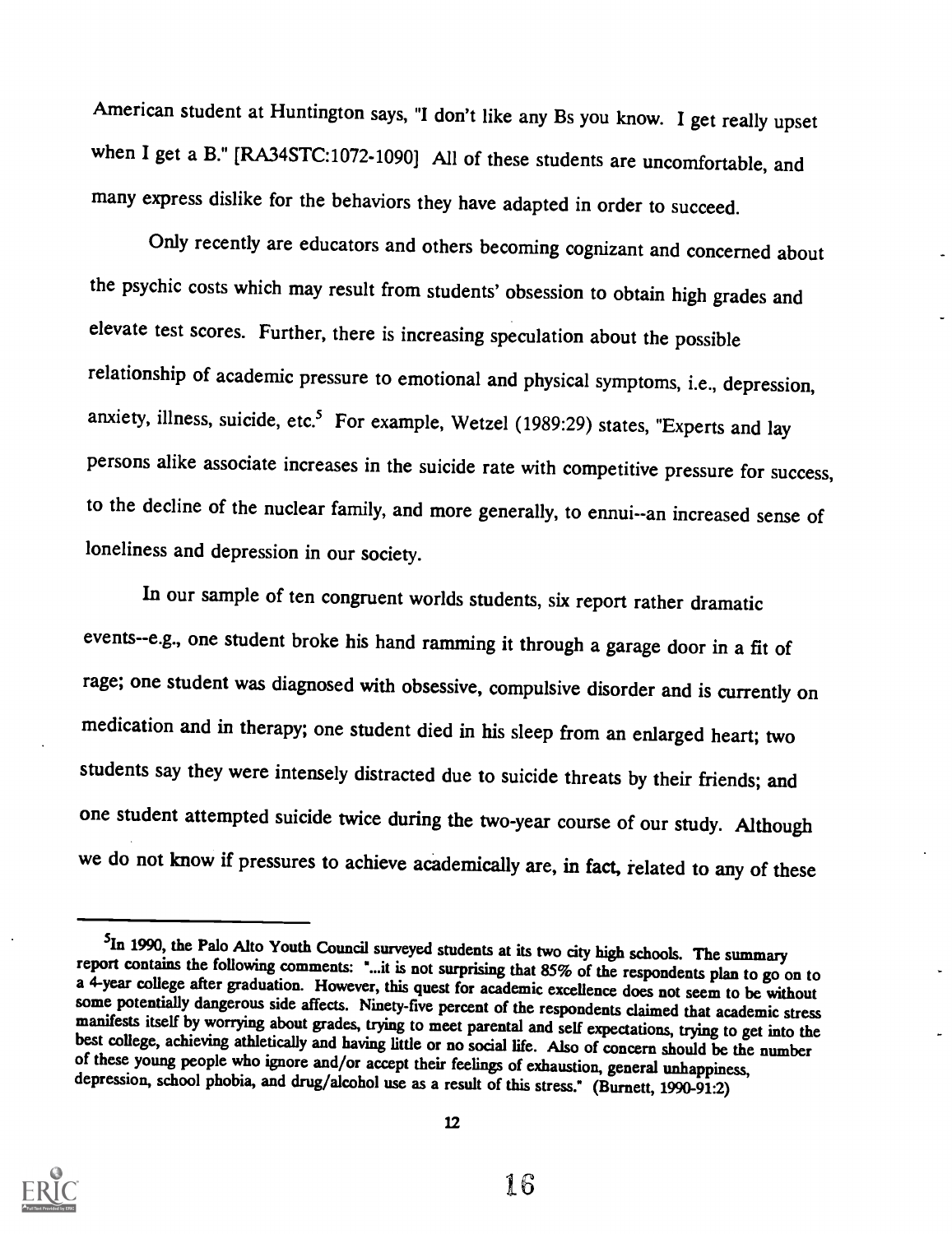American student at Huntington says, "I don't like any Bs you know. I get really upset when I get a B." [RA34STC:1072-1090] All of these students are uncomfortable, and many express dislike for the behaviors they have adapted in order to succeed.

Only recently are educators and others becoming cognizant and concerned about the psychic costs which may result from students' obsession to obtain high grades and elevate test scores. Further, there is increasing speculation about the possible relationship of academic pressure to emotional and physical symptoms, i.e., depression, anxiety, illness, suicide, etc.[5] For example, Wetzel (1989:29) states, "Experts and lay persons alike associate increases in the suicide rate with competitive pressure for success, to the decline of the nuclear family, and more generally, to ennui--an increased sense of loneliness and depression in our society.

In our sample of ten congruent worlds students, six report rather dramatic events--e.g., one student broke his hand ramming it through a garage door in a fit of rage; one student was diagnosed with obsessive, compulsive disorder and is currently on medication and in therapy; one student died in his sleep from an enlarged heart; two students say they were intensely distracted due to suicide threats by their friends; and one student attempted suicide twice during the two-year course of our study. Although we do not know if pressures to achieve academically are, in fact, related to any of these

[5]In 1990, the Palo Alto Youth Council surveyed students at its two city high schools. The summary report contains the following comments: "...it is not surprising that 85% of the respondents plan to go on to a 4-year college after graduation. However, this quest for academic excellence does not seem to be without some potentially dangerous side affects. Ninety-five percent of the respondents claimed that academic stress manifests itself by worrying about grades, trying to meet parental and self expectations, trying to get into the best college, achieving athletically and having little or no social life. Also of concern should be the number of these young people who ignore and/or accept their feelings of exhaustion, general unhappiness, depression, school phobia, and drug/alcohol use as a result of this stress." (Burnett, 1990-91:2)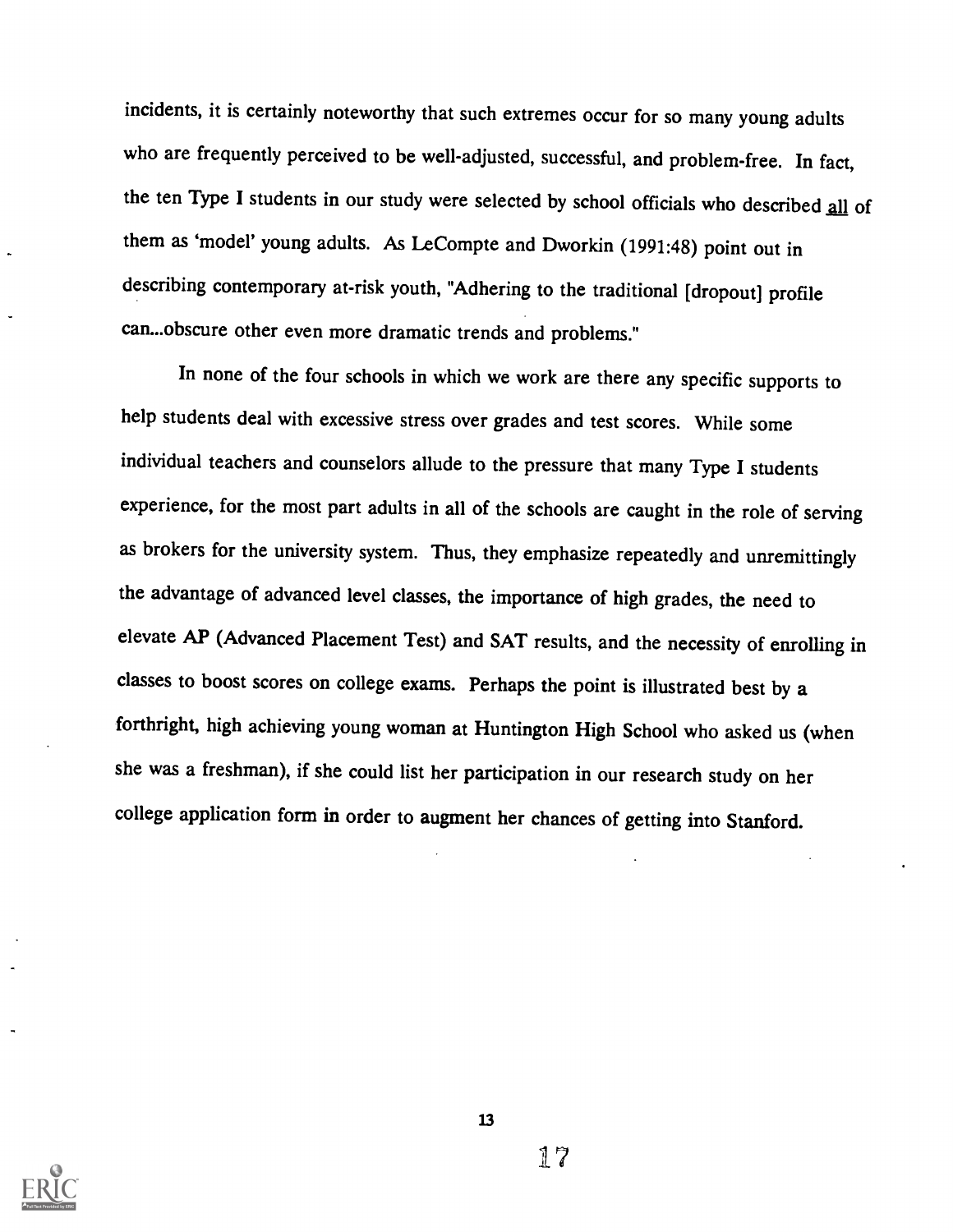incidents, it is certainly noteworthy that such extremes occur for so many young adults who are frequently perceived to be well-adjusted, successful, and problem-free. In fact, the ten Type I students in our study were selected by school officials who described all of them as 'model' young adults. As LeCompte and Dworkin (1991:48) point out in describing contemporary at-risk youth, "Adhering to the traditional [dropout] profile can...obscure other even more dramatic trends and problems."

In none of the four schools in which we work are there any specific supports to help students deal with excessive stress over grades and test scores. While some individual teachers and counselors allude to the pressure that many Type I students experience, for the most part adults in all of the schools are caught in the role of serving as brokers for the university system. Thus, they emphasize repeatedly and unremittingly the advantage of advanced level classes, the importance of high grades, the need to elevate AP (Advanced Placement Test) and SAT results, and the necessity of enrolling in classes to boost scores on college exams. Perhaps the point is illustrated best by a forthright, high achieving young woman at Huntington High School who asked us (when she was a freshman), if she could list her participation in our research study on her college application form in order to augment her chances of getting into Stanford.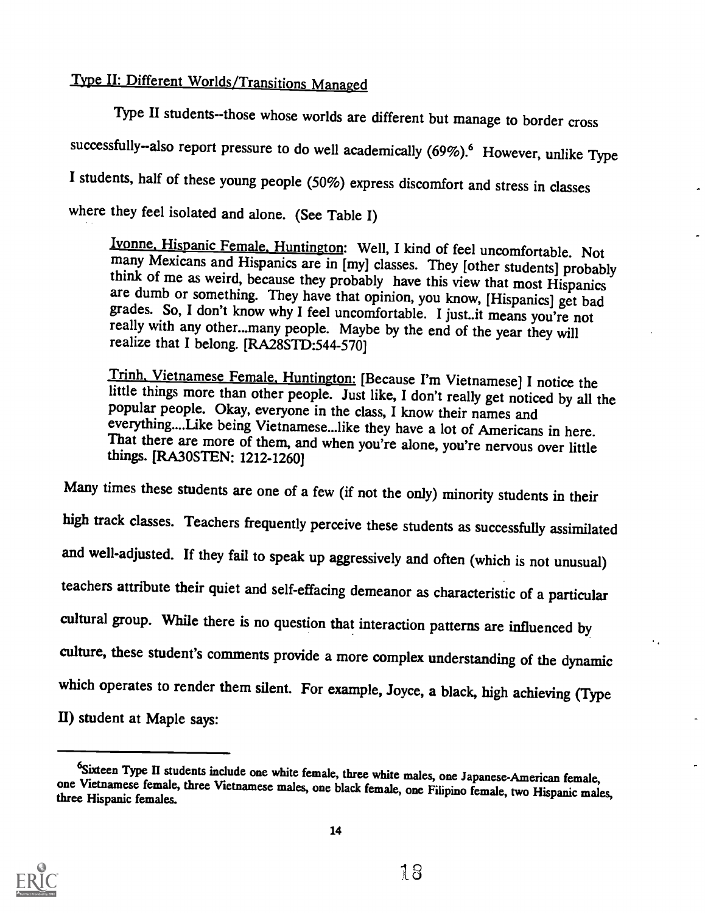Type II: Different Worlds/Transitions Managed

Type II students--those whose worlds are different but manage to border cross successfully--also report pressure to do well academically (69%).[6] However, unlike Type I students, half of these young people (50%) express discomfort and stress in classes where they feel isolated and alone. (See Table I)

> Ivonne, Hispanic Female, Huntington: Well, I kind of feel uncomfortable. Not many Mexicans and Hispanics are in [my] classes. They [other students] probably think of me as weird, because they probably have this view that most Hispanics are dumb or something. They have that opinion, you know, [Hispanics] get bad grades. So, I don't know why I feel uncomfortable. I just..it means you're not really with any other...many people. Maybe by the end of the year they will realize that I belong. [RA28STD:544-570]

> Trinh, Vietnamese Female, Huntington: [Because I'm Vietnamese] I notice the little things more than other people. Just like, I don't really get noticed by all the popular people. Okay, everyone in the class, I know their names and everything....Like being Vietnamese...like they have a lot of Americans in here. That there are more of them, and when you're alone, you're nervous over little things. [RA30STEN: 1212-1260]

Many times these students are one of a few (if not the only) minority students in their high track classes. Teachers frequently perceive these students as successfully assimilated and well-adjusted. If they fail to speak up aggressively and often (which is not unusual) teachers attribute their quiet and self-effacing demeanor as characteristic of a particular cultural group. While there is no question that interaction patterns are influenced by culture, these student's comments provide a more complex understanding of the dynamic which operates to render them silent. For example, Joyce, a black, high achieving (Type II) student at Maple says:

[6] Sixteen Type II students include one white female, three white males, one Japanese-American female, one Vietnamese female, three Vietnamese males, one black female, one Filipino female, two Hispanic males, three Hispanic females.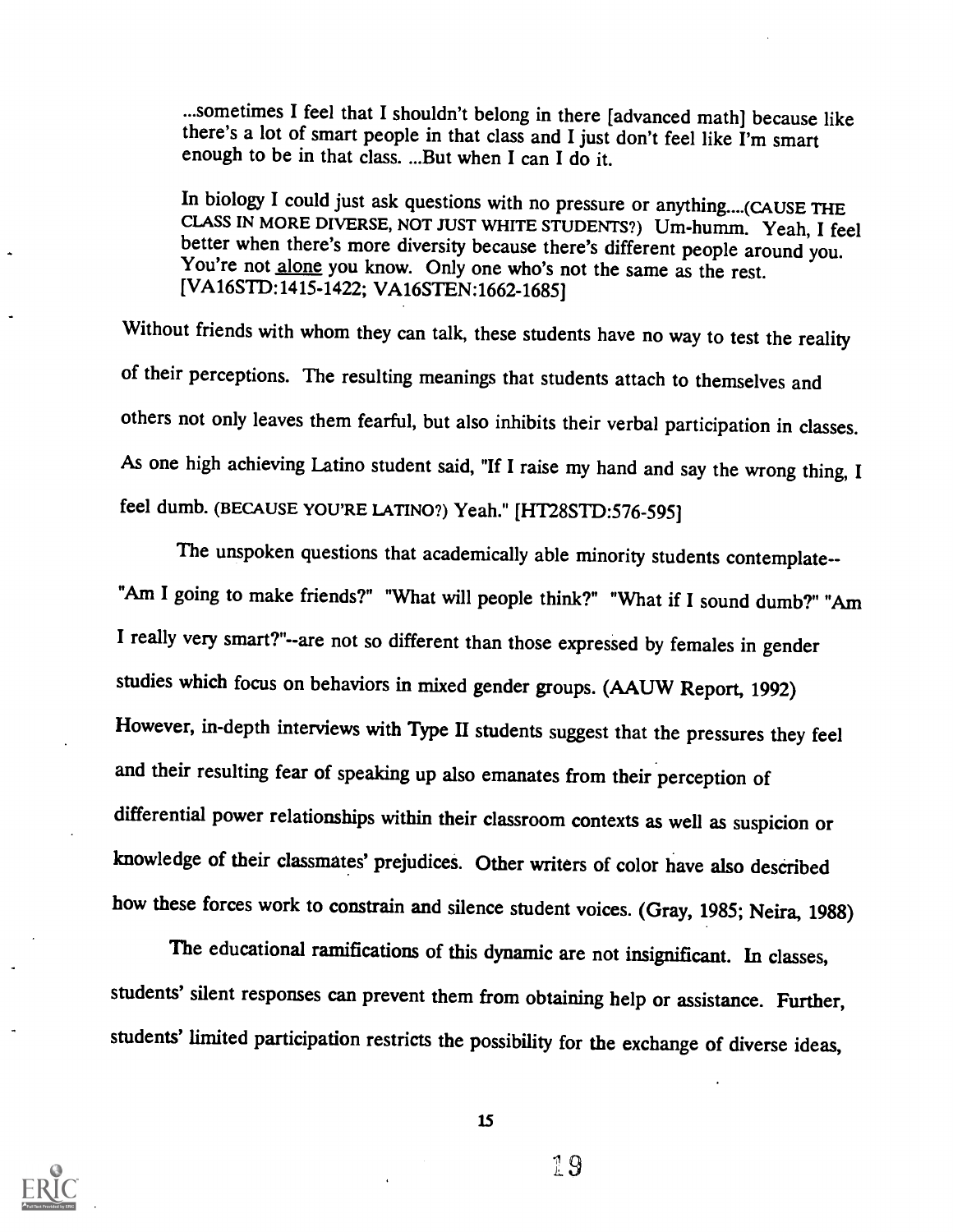> ...sometimes I feel that I shouldn't belong in there [advanced math] because like there's a lot of smart people in that class and I just don't feel like I'm smart enough to be in that class. ...But when I can I do it.
>
> In biology I could just ask questions with no pressure or anything....(CAUSE THE CLASS IN MORE DIVERSE, NOT JUST WHITE STUDENTS?) Um-humm. Yeah, I feel better when there's more diversity because there's different people around you. You're not alone you know. Only one who's not the same as the rest. [VA16STD:1415-1422; VA16STEN:1662-1685]

Without friends with whom they can talk, these students have no way to test the reality of their perceptions. The resulting meanings that students attach to themselves and others not only leaves them fearful, but also inhibits their verbal participation in classes. As one high achieving Latino student said, "If I raise my hand and say the wrong thing, I feel dumb. (BECAUSE YOU'RE LATINO?) Yeah." [HT28STD:576-595]

The unspoken questions that academically able minority students contemplate-- "Am I going to make friends?" "What will people think?" "What if I sound dumb?" "Am I really very smart?"--are not so different than those expressed by females in gender studies which focus on behaviors in mixed gender groups. (AAUW Report, 1992) However, in-depth interviews with Type II students suggest that the pressures they feel and their resulting fear of speaking up also emanates from their perception of differential power relationships within their classroom contexts as well as suspicion or knowledge of their classmates' prejudices. Other writers of color have also described how these forces work to constrain and silence student voices. (Gray, 1985; Neira, 1988)

The educational ramifications of this dynamic are not insignificant. In classes, students' silent responses can prevent them from obtaining help or assistance. Further, students' limited participation restricts the possibility for the exchange of diverse ideas,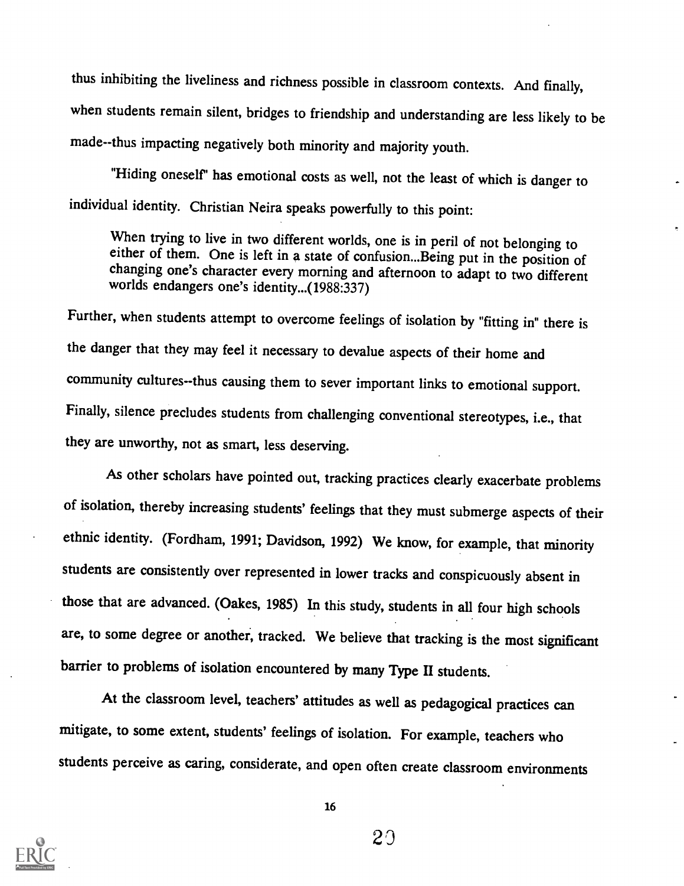thus inhibiting the liveliness and richness possible in classroom contexts. And finally, when students remain silent, bridges to friendship and understanding are less likely to be made--thus impacting negatively both minority and majority youth.

"Hiding oneself" has emotional costs as well, not the least of which is danger to individual identity. Christian Neira speaks powerfully to this point:

> When trying to live in two different worlds, one is in peril of not belonging to either of them. One is left in a state of confusion...Being put in the position of changing one's character every morning and afternoon to adapt to two different worlds endangers one's identity...(1988:337)

Further, when students attempt to overcome feelings of isolation by "fitting in" there is the danger that they may feel it necessary to devalue aspects of their home and community cultures--thus causing them to sever important links to emotional support. Finally, silence precludes students from challenging conventional stereotypes, i.e., that they are unworthy, not as smart, less deserving.

As other scholars have pointed out, tracking practices clearly exacerbate problems of isolation, thereby increasing students' feelings that they must submerge aspects of their ethnic identity. (Fordham, 1991; Davidson, 1992) We know, for example, that minority students are consistently over represented in lower tracks and conspicuously absent in those that are advanced. (Oakes, 1985) In this study, students in all four high schools are, to some degree or another, tracked. We believe that tracking is the most significant barrier to problems of isolation encountered by many Type II students.

At the classroom level, teachers' attitudes as well as pedagogical practices can mitigate, to some extent, students' feelings of isolation. For example, teachers who students perceive as caring, considerate, and open often create classroom environments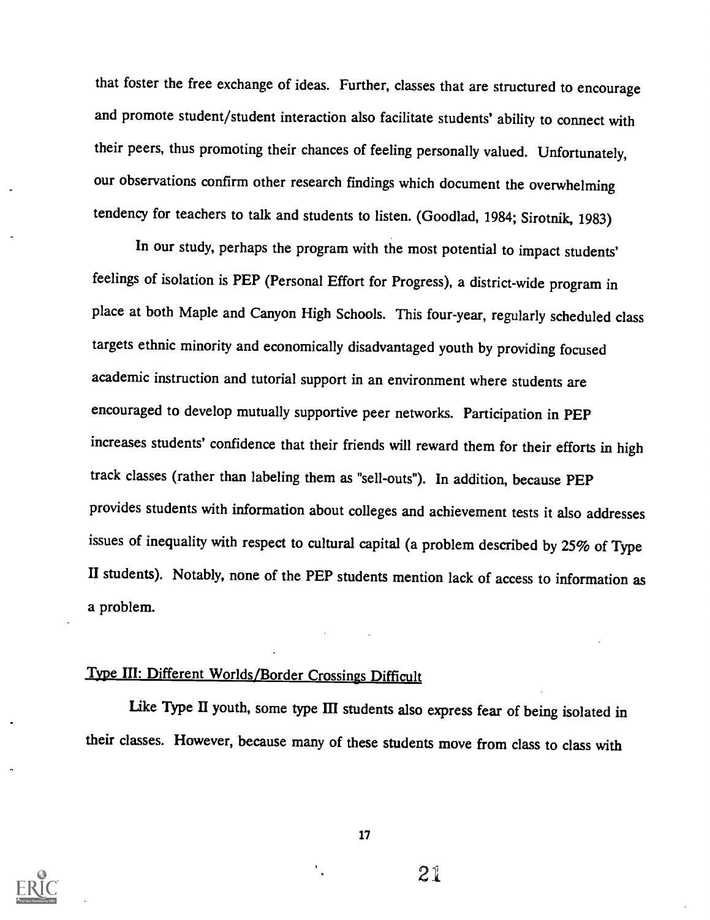that foster the free exchange of ideas. Further, classes that are structured to encourage and promote student/student interaction also facilitate students' ability to connect with their peers, thus promoting their chances of feeling personally valued. Unfortunately, our observations confirm other research findings which document the overwhelming tendency for teachers to talk and students to listen. (Goodlad, 1984; Sirotnik, 1983)

In our study, perhaps the program with the most potential to impact students' feelings of isolation is PEP (Personal Effort for Progress), a district-wide program in place at both Maple and Canyon High Schools. This four-year, regularly scheduled class targets ethnic minority and economically disadvantaged youth by providing focused academic instruction and tutorial support in an environment where students are encouraged to develop mutually supportive peer networks. Participation in PEP increases students' confidence that their friends will reward them for their efforts in high track classes (rather than labeling them as "sell-outs"). In addition, because PEP provides students with information about colleges and achievement tests it also addresses issues of inequality with respect to cultural capital (a problem described by 25% of Type II students). Notably, none of the PEP students mention lack of access to information as a problem.

## Type III: Different Worlds/Border Crossings Difficult

Like Type II youth, some type III students also express fear of being isolated in their classes. However, because many of these students move from class to class with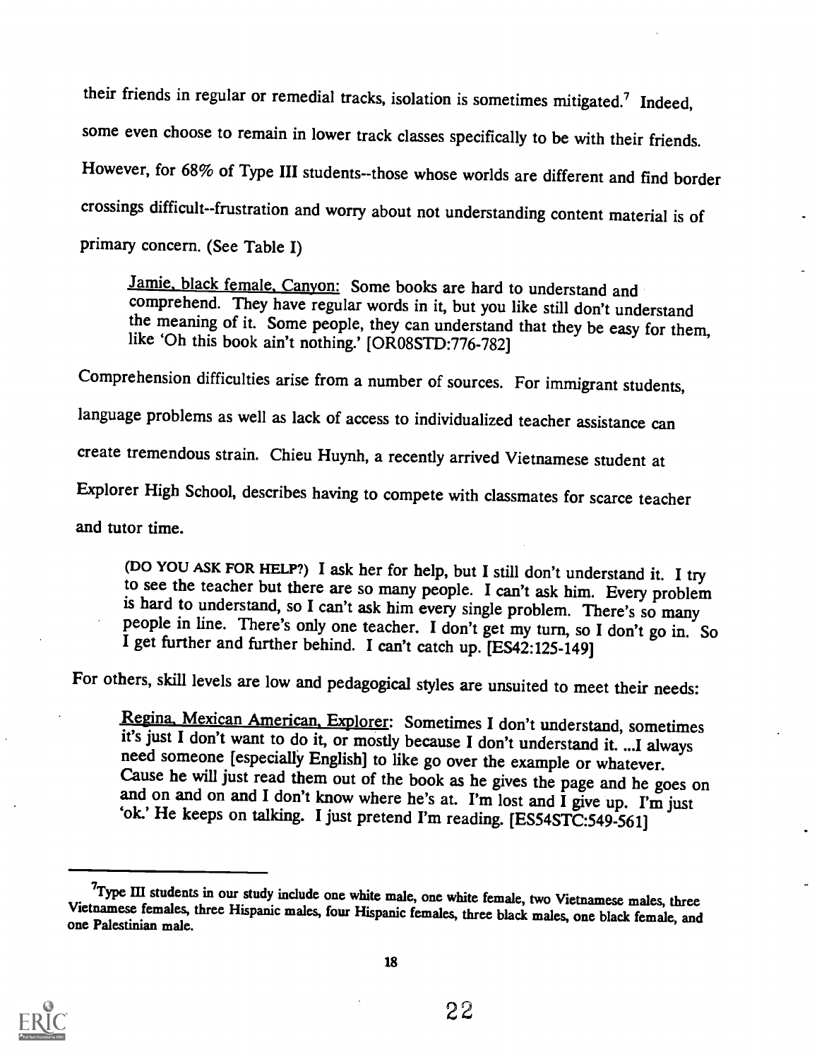their friends in regular or remedial tracks, isolation is sometimes mitigated.[7] Indeed, some even choose to remain in lower track classes specifically to be with their friends. However, for 68% of Type III students--those whose worlds are different and find border crossings difficult--frustration and worry about not understanding content material is of primary concern. (See Table I)

> Jamie, black female, Canyon: Some books are hard to understand and comprehend. They have regular words in it, but you like still don't understand the meaning of it. Some people, they can understand that they be easy for them, like 'Oh this book ain't nothing.' [OR08STD:776-782]

Comprehension difficulties arise from a number of sources. For immigrant students, language problems as well as lack of access to individualized teacher assistance can create tremendous strain. Chieu Huynh, a recently arrived Vietnamese student at Explorer High School, describes having to compete with classmates for scarce teacher and tutor time.

> (DO YOU ASK FOR HELP?) I ask her for help, but I still don't understand it. I try to see the teacher but there are so many people. I can't ask him. Every problem is hard to understand, so I can't ask him every single problem. There's so many people in line. There's only one teacher. I don't get my turn, so I don't go in. So I get further and further behind. I can't catch up. [ES42:125-149]

For others, skill levels are low and pedagogical styles are unsuited to meet their needs:

> Regina, Mexican American, Explorer: Sometimes I don't understand, sometimes it's just I don't want to do it, or mostly because I don't understand it. ...I always need someone [especially English] to like go over the example or whatever. Cause he will just read them out of the book as he gives the page and he goes on and on and on and I don't know where he's at. I'm lost and I give up. I'm just 'ok.' He keeps on talking. I just pretend I'm reading. [ES54STC:549-561]

---

[7] Type III students in our study include one white male, one white female, two Vietnamese males, three Vietnamese females, three Hispanic males, four Hispanic females, three black males, one black female, and one Palestinian male.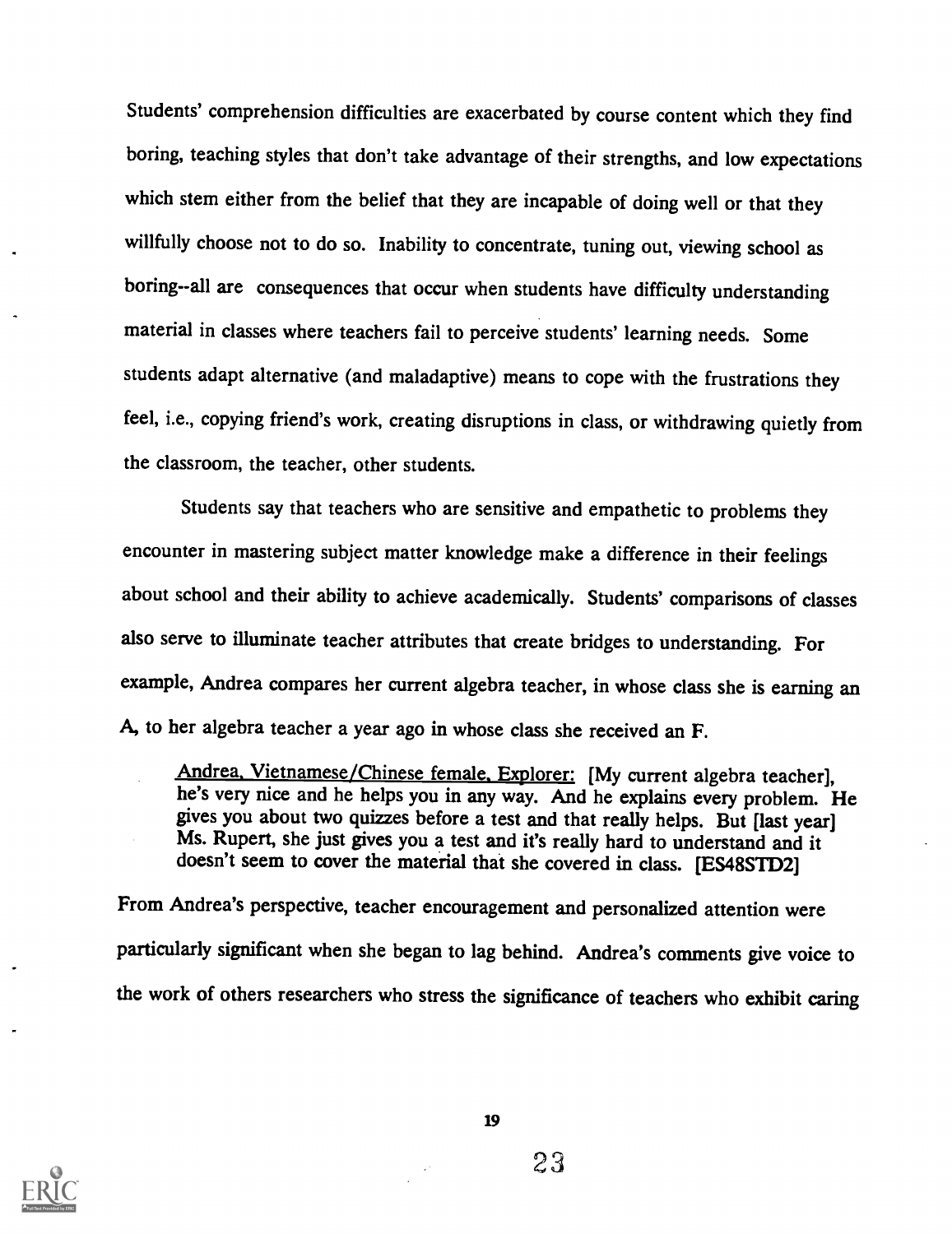Students' comprehension difficulties are exacerbated by course content which they find boring, teaching styles that don't take advantage of their strengths, and low expectations which stem either from the belief that they are incapable of doing well or that they willfully choose not to do so. Inability to concentrate, tuning out, viewing school as boring--all are consequences that occur when students have difficulty understanding material in classes where teachers fail to perceive students' learning needs. Some students adapt alternative (and maladaptive) means to cope with the frustrations they feel, i.e., copying friend's work, creating disruptions in class, or withdrawing quietly from the classroom, the teacher, other students.

Students say that teachers who are sensitive and empathetic to problems they encounter in mastering subject matter knowledge make a difference in their feelings about school and their ability to achieve academically. Students' comparisons of classes also serve to illuminate teacher attributes that create bridges to understanding. For example, Andrea compares her current algebra teacher, in whose class she is earning an A, to her algebra teacher a year ago in whose class she received an F.

> Andrea, Vietnamese/Chinese female, Explorer: [My current algebra teacher], he's very nice and he helps you in any way. And he explains every problem. He gives you about two quizzes before a test and that really helps. But [last year] Ms. Rupert, she just gives you a test and it's really hard to understand and it doesn't seem to cover the material that she covered in class. [ES48STD2]

From Andrea's perspective, teacher encouragement and personalized attention were particularly significant when she began to lag behind. Andrea's comments give voice to the work of others researchers who stress the significance of teachers who exhibit caring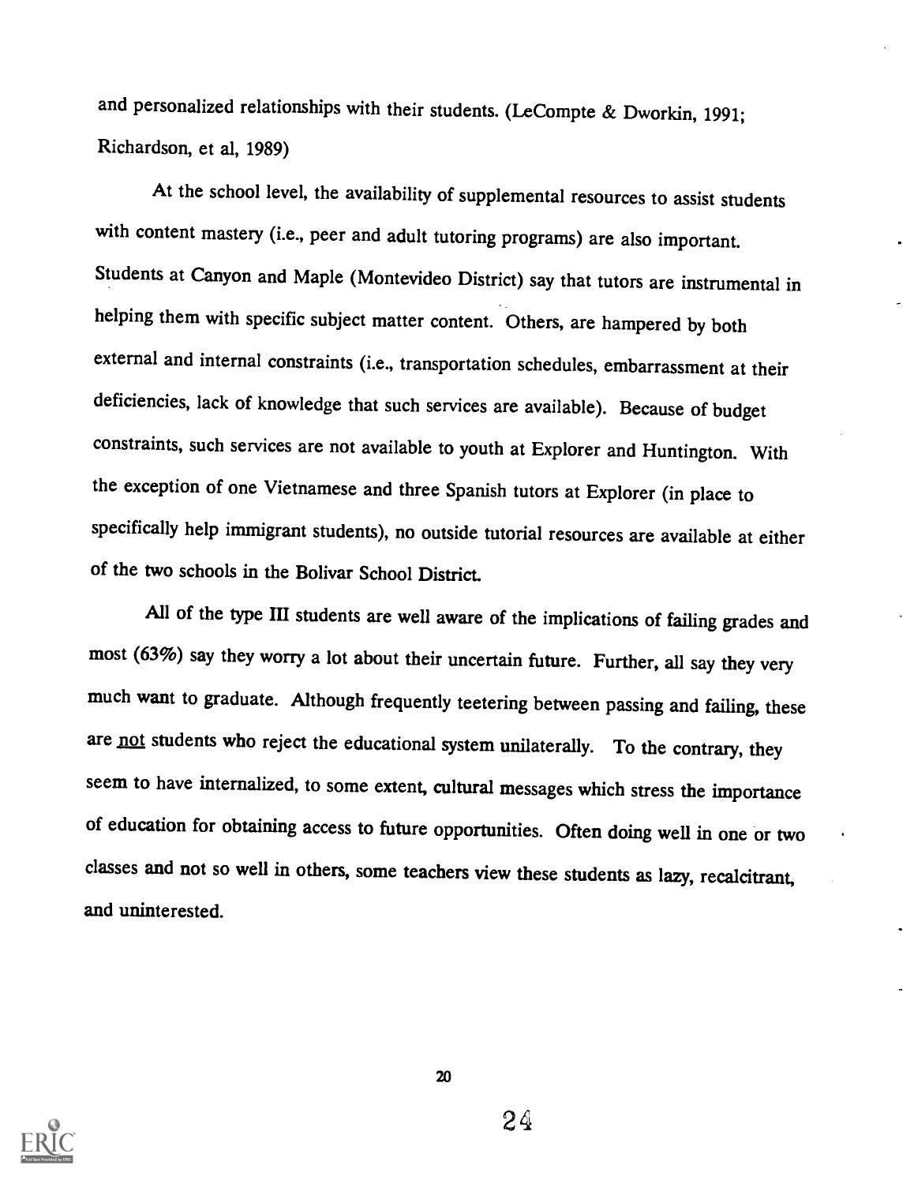and personalized relationships with their students. (LeCompte & Dworkin, 1991; Richardson, et al, 1989)

At the school level, the availability of supplemental resources to assist students with content mastery (i.e., peer and adult tutoring programs) are also important. Students at Canyon and Maple (Montevideo District) say that tutors are instrumental in helping them with specific subject matter content. Others, are hampered by both external and internal constraints (i.e., transportation schedules, embarrassment at their deficiencies, lack of knowledge that such services are available). Because of budget constraints, such services are not available to youth at Explorer and Huntington. With the exception of one Vietnamese and three Spanish tutors at Explorer (in place to specifically help immigrant students), no outside tutorial resources are available at either of the two schools in the Bolivar School District.

All of the type III students are well aware of the implications of failing grades and most (63%) say they worry a lot about their uncertain future. Further, all say they very much want to graduate. Although frequently teetering between passing and failing, these are <u>not</u> students who reject the educational system unilaterally. To the contrary, they seem to have internalized, to some extent, cultural messages which stress the importance of education for obtaining access to future opportunities. Often doing well in one or two classes and not so well in others, some teachers view these students as lazy, recalcitrant, and uninterested.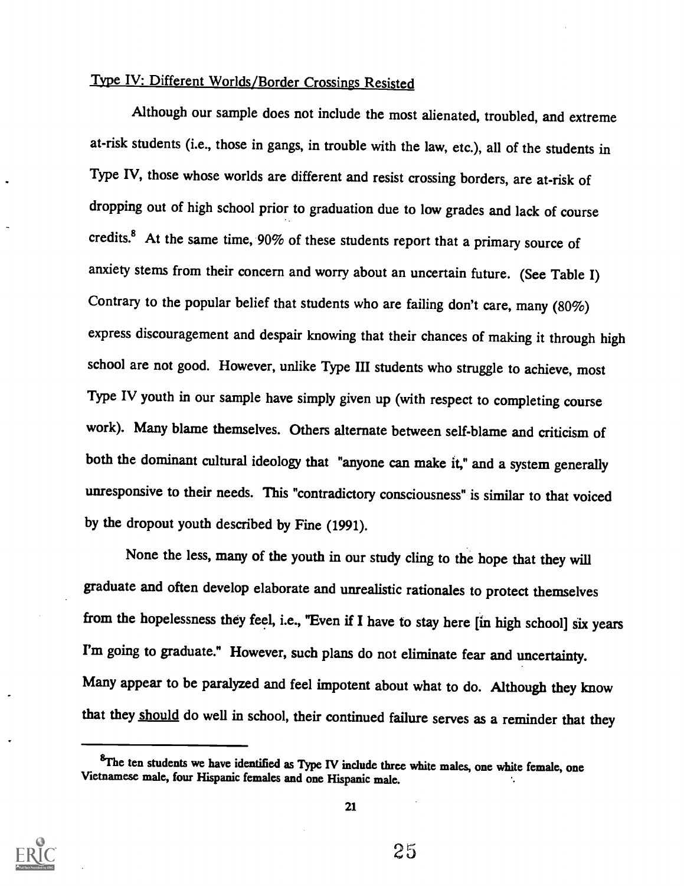Type IV: Different Worlds/Border Crossings Resisted

Although our sample does not include the most alienated, troubled, and extreme at-risk students (i.e., those in gangs, in trouble with the law, etc.), all of the students in Type IV, those whose worlds are different and resist crossing borders, are at-risk of dropping out of high school prior to graduation due to low grades and lack of course credits.[8] At the same time, 90% of these students report that a primary source of anxiety stems from their concern and worry about an uncertain future. (See Table I) Contrary to the popular belief that students who are failing don't care, many (80%) express discouragement and despair knowing that their chances of making it through high school are not good. However, unlike Type III students who struggle to achieve, most Type IV youth in our sample have simply given up (with respect to completing course work). Many blame themselves. Others alternate between self-blame and criticism of both the dominant cultural ideology that "anyone can make it," and a system generally unresponsive to their needs. This "contradictory consciousness" is similar to that voiced by the dropout youth described by Fine (1991).

None the less, many of the youth in our study cling to the hope that they will graduate and often develop elaborate and unrealistic rationales to protect themselves from the hopelessness they feel, i.e., "Even if I have to stay here [in high school] six years I'm going to graduate." However, such plans do not eliminate fear and uncertainty. Many appear to be paralyzed and feel impotent about what to do. Although they know that they <u>should</u> do well in school, their continued failure serves as a reminder that they

[8] The ten students we have identified as Type IV include three white males, one white female, one Vietnamese male, four Hispanic females and one Hispanic male.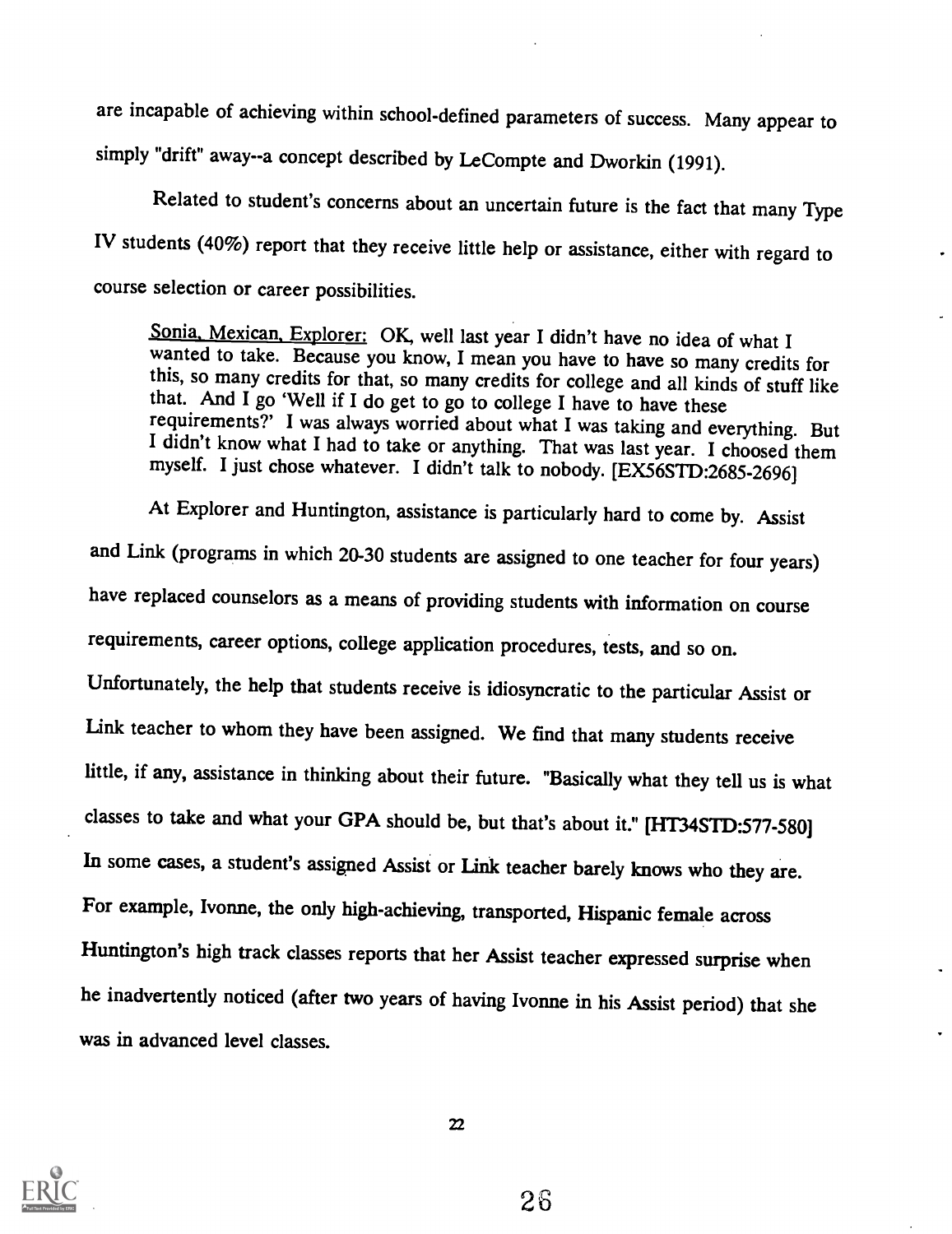are incapable of achieving within school-defined parameters of success. Many appear to simply "drift" away--a concept described by LeCompte and Dworkin (1991).

Related to student's concerns about an uncertain future is the fact that many Type IV students (40%) report that they receive little help or assistance, either with regard to course selection or career possibilities.

> Sonia, Mexican, Explorer: OK, well last year I didn't have no idea of what I wanted to take. Because you know, I mean you have to have so many credits for this, so many credits for that, so many credits for college and all kinds of stuff like that. And I go 'Well if I do get to go to college I have to have these requirements?' I was always worried about what I was taking and everything. But I didn't know what I had to take or anything. That was last year. I choosed them myself. I just chose whatever. I didn't talk to nobody. [EX56STD:2685-2696]

At Explorer and Huntington, assistance is particularly hard to come by. Assist and Link (programs in which 20-30 students are assigned to one teacher for four years) have replaced counselors as a means of providing students with information on course requirements, career options, college application procedures, tests, and so on. Unfortunately, the help that students receive is idiosyncratic to the particular Assist or Link teacher to whom they have been assigned. We find that many students receive little, if any, assistance in thinking about their future. "Basically what they tell us is what classes to take and what your GPA should be, but that's about it." [HT34STD:577-580] In some cases, a student's assigned Assist or Link teacher barely knows who they are. For example, Ivonne, the only high-achieving, transported, Hispanic female across Huntington's high track classes reports that her Assist teacher expressed surprise when he inadvertently noticed (after two years of having Ivonne in his Assist period) that she was in advanced level classes.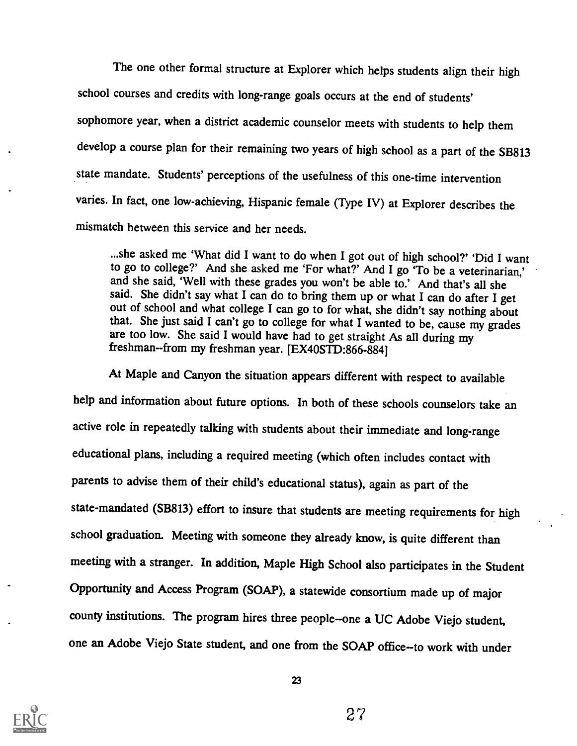The one other formal structure at Explorer which helps students align their high school courses and credits with long-range goals occurs at the end of students' sophomore year, when a district academic counselor meets with students to help them develop a course plan for their remaining two years of high school as a part of the SB813 state mandate. Students' perceptions of the usefulness of this one-time intervention varies. In fact, one low-achieving, Hispanic female (Type IV) at Explorer describes the mismatch between this service and her needs.

> ...she asked me 'What did I want to do when I got out of high school?' 'Did I want to go to college?' And she asked me 'For what?' And I go 'To be a veterinarian,' and she said, 'Well with these grades you won't be able to.' And that's all she said. She didn't say what I can do to bring them up or what I can do after I get out of school and what college I can go to for what, she didn't say nothing about that. She just said I can't go to college for what I wanted to be, cause my grades are too low. She said I would have had to get straight As all during my freshman--from my freshman year. [EX40STD:866-884]

At Maple and Canyon the situation appears different with respect to available help and information about future options. In both of these schools counselors take an active role in repeatedly talking with students about their immediate and long-range educational plans, including a required meeting (which often includes contact with parents to advise them of their child's educational status), again as part of the state-mandated (SB813) effort to insure that students are meeting requirements for high school graduation. Meeting with someone they already know, is quite different than meeting with a stranger. In addition, Maple High School also participates in the Student Opportunity and Access Program (SOAP), a statewide consortium made up of major county institutions. The program hires three people--one a UC Adobe Viejo student, one an Adobe Viejo State student, and one from the SOAP office--to work with under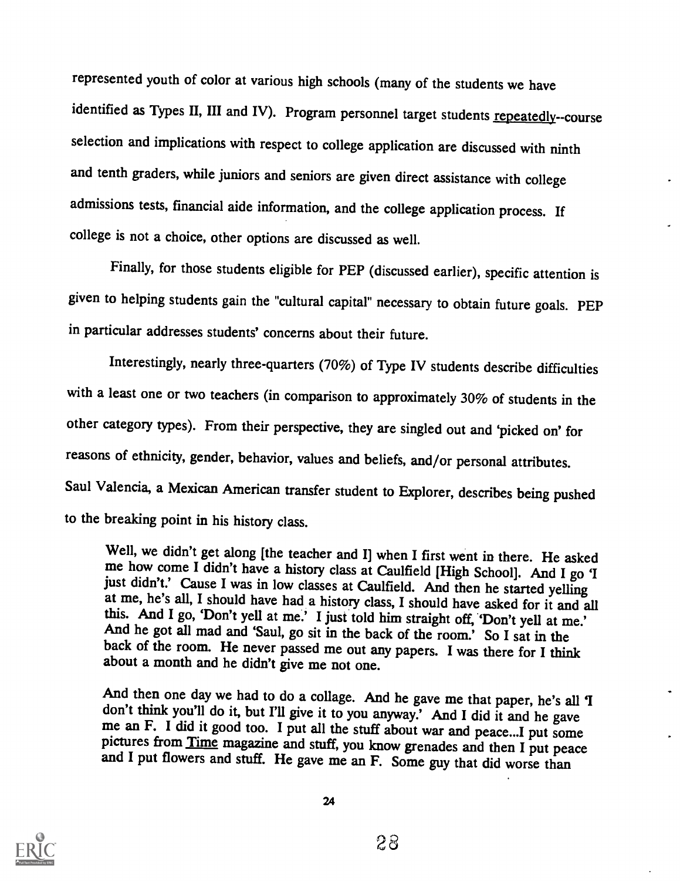represented youth of color at various high schools (many of the students we have identified as Types II, III and IV). Program personnel target students repeatedly--course selection and implications with respect to college application are discussed with ninth and tenth graders, while juniors and seniors are given direct assistance with college admissions tests, financial aide information, and the college application process. If college is not a choice, other options are discussed as well.

Finally, for those students eligible for PEP (discussed earlier), specific attention is given to helping students gain the "cultural capital" necessary to obtain future goals. PEP in particular addresses students' concerns about their future.

Interestingly, nearly three-quarters (70%) of Type IV students describe difficulties with a least one or two teachers (in comparison to approximately 30% of students in the other category types). From their perspective, they are singled out and 'picked on' for reasons of ethnicity, gender, behavior, values and beliefs, and/or personal attributes. Saul Valencia, a Mexican American transfer student to Explorer, describes being pushed to the breaking point in his history class.

> Well, we didn't get along [the teacher and I] when I first went in there. He asked me how come I didn't have a history class at Caulfield [High School]. And I go 'I just didn't.' Cause I was in low classes at Caulfield. And then he started yelling at me, he's all, I should have had a history class, I should have asked for it and all this. And I go, 'Don't yell at me.' I just told him straight off, 'Don't yell at me.' And he got all mad and 'Saul, go sit in the back of the room.' So I sat in the back of the room. He never passed me out any papers. I was there for I think about a month and he didn't give me not one.
>
> And then one day we had to do a collage. And he gave me that paper, he's all 'I don't think you'll do it, but I'll give it to you anyway.' And I did it and he gave me an F. I did it good too. I put all the stuff about war and peace...I put some pictures from Time magazine and stuff, you know grenades and then I put peace and I put flowers and stuff. He gave me an F. Some guy that did worse than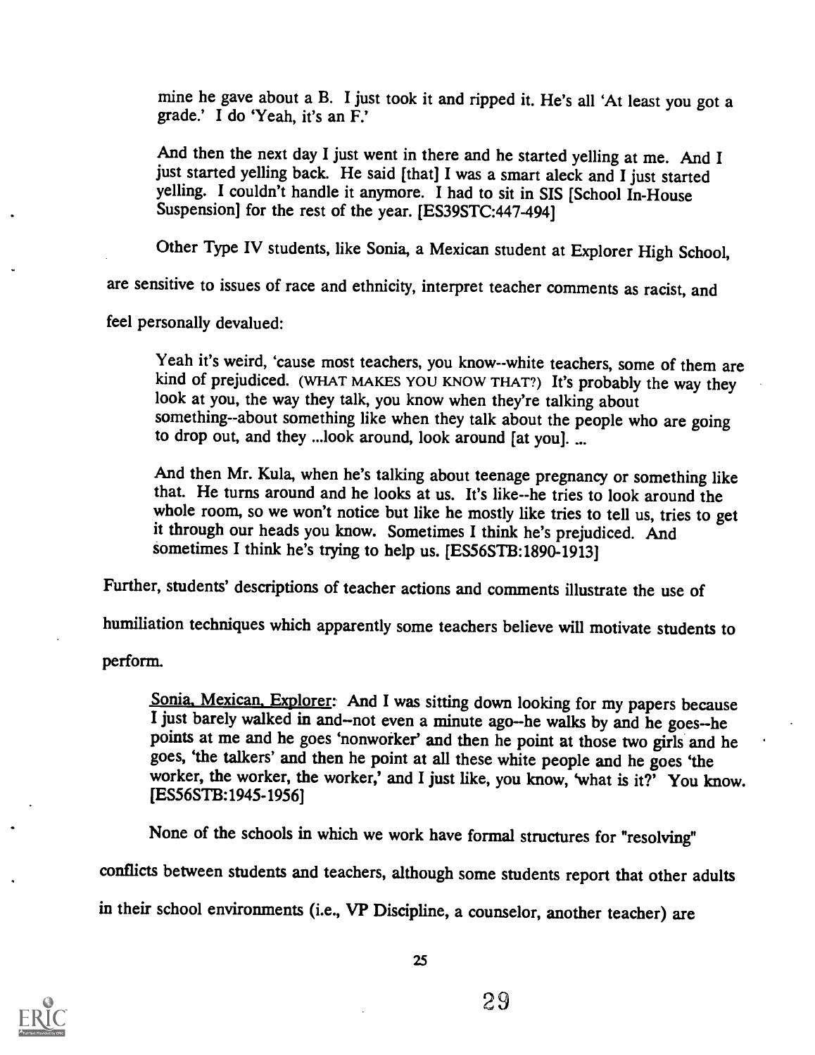> mine he gave about a B. I just took it and ripped it. He's all 'At least you got a grade.' I do 'Yeah, it's an F.'
>
> And then the next day I just went in there and he started yelling at me. And I just started yelling back. He said [that] I was a smart aleck and I just started yelling. I couldn't handle it anymore. I had to sit in SIS [School In-House Suspension] for the rest of the year. [ES39STC:447-494]

Other Type IV students, like Sonia, a Mexican student at Explorer High School, are sensitive to issues of race and ethnicity, interpret teacher comments as racist, and feel personally devalued:

> Yeah it's weird, 'cause most teachers, you know--white teachers, some of them are kind of prejudiced. (WHAT MAKES YOU KNOW THAT?) It's probably the way they look at you, the way they talk, you know when they're talking about something--about something like when they talk about the people who are going to drop out, and they ...look around, look around [at you]. ...
>
> And then Mr. Kula, when he's talking about teenage pregnancy or something like that. He turns around and he looks at us. It's like--he tries to look around the whole room, so we won't notice but like he mostly like tries to tell us, tries to get it through our heads you know. Sometimes I think he's prejudiced. And sometimes I think he's trying to help us. [ES56STB:1890-1913]

Further, students' descriptions of teacher actions and comments illustrate the use of humiliation techniques which apparently some teachers believe will motivate students to perform.

> Sonia, Mexican, Explorer: And I was sitting down looking for my papers because I just barely walked in and--not even a minute ago--he walks by and he goes--he points at me and he goes 'nonworker' and then he point at those two girls and he goes, 'the talkers' and then he point at all these white people and he goes 'the worker, the worker, the worker,' and I just like, you know, 'what is it?' You know. [ES56STB:1945-1956]

None of the schools in which we work have formal structures for "resolving" conflicts between students and teachers, although some students report that other adults in their school environments (i.e., VP Discipline, a counselor, another teacher) are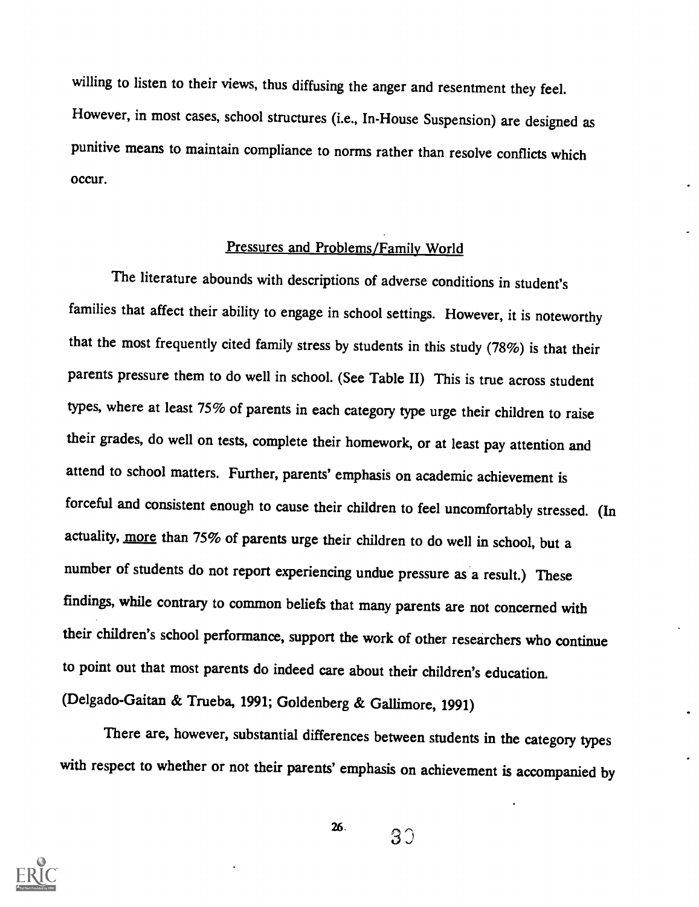willing to listen to their views, thus diffusing the anger and resentment they feel. However, in most cases, school structures (i.e., In-House Suspension) are designed as punitive means to maintain compliance to norms rather than resolve conflicts which occur.

## Pressures and Problems/Family World

The literature abounds with descriptions of adverse conditions in student's families that affect their ability to engage in school settings. However, it is noteworthy that the most frequently cited family stress by students in this study (78%) is that their parents pressure them to do well in school. (See Table II) This is true across student types, where at least 75% of parents in each category type urge their children to raise their grades, do well on tests, complete their homework, or at least pay attention and attend to school matters. Further, parents' emphasis on academic achievement is forceful and consistent enough to cause their children to feel uncomfortably stressed. (In actuality, more than 75% of parents urge their children to do well in school, but a number of students do not report experiencing undue pressure as a result.) These findings, while contrary to common beliefs that many parents are not concerned with their children's school performance, support the work of other researchers who continue to point out that most parents do indeed care about their children's education. (Delgado-Gaitan & Trueba, 1991; Goldenberg & Gallimore, 1991)

There are, however, substantial differences between students in the category types with respect to whether or not their parents' emphasis on achievement is accompanied by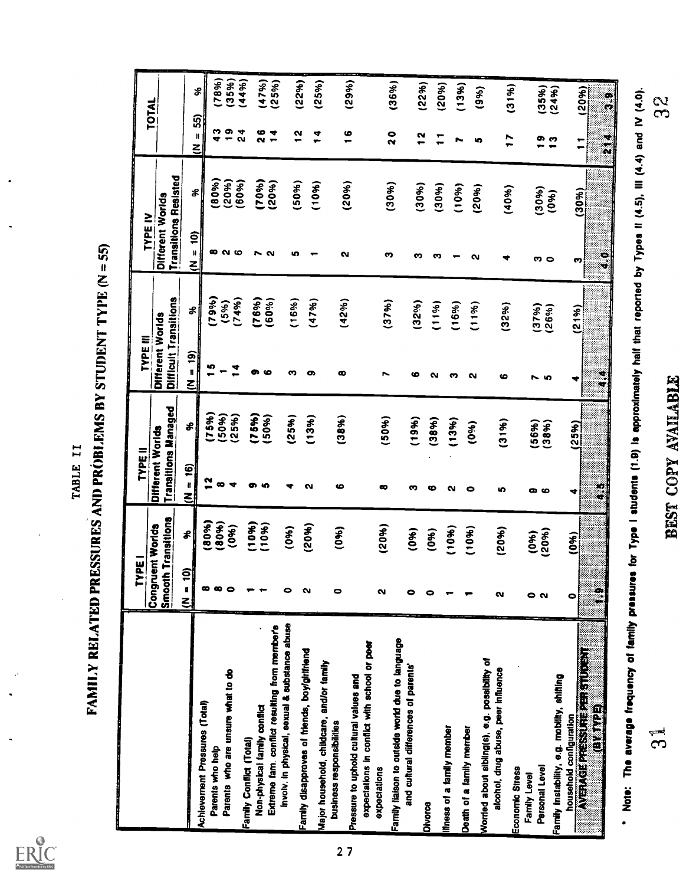TABLE II

# FAMILY RELATED PRESSURES AND PROBLEMS BY STUDENT TYPE (N = 55)

| | TYPE I Congruent Worlds Smooth Transitions | | TYPE II Different Worlds Transitions Managed | | TYPE III Different Worlds Difficult Transitions | | TYPE IV Different Worlds Transitions Resisted | | TOTAL | |
|---|---|---|---|---|---|---|---|---|---|---|
| | (N = 10) | % | (N = 16) | % | (N = 19) | % | (N = 10) | % | (N = 55) | % |
| Achievement Pressures (Total) | 8 | (80%) | 12 | (75%) | 15 | (79%) | 8 | (80%) | 43 | (78%) |
| Parents who help | 8 | (80%) | 8 | (50%) | 1 | (5%) | 2 | (20%) | 19 | (35%) |
| Parents who are unsure what to do | 0 | (0%) | 4 | (25%) | 14 | (74%) | 6 | (60%) | 24 | (44%) |
| Family Conflict (Total) | 1 | (10%) | 9 | (75%) | 9 | (76%) | 7 | (70%) | 26 | (47%) |
| Non-physical family conflict | 1 | (10%) | 5 | (50%) | 6 | (60%) | 2 | (20%) | 14 | (25%) |
| Extreme fam. conflict resulting from members involv. in physical, sexual & substance abuse | 0 | (0%) | 4 | (25%) | 3 | (16%) | 5 | (50%) | 12 | (22%) |
| Family disapproves of friends, boy/girlfriend | 2 | (20%) | 2 | (13%) | 9 | (47%) | 1 | (10%) | 14 | (25%) |
| Major household, childcare, and/or family business responsibilities | 0 | (0%) | 6 | (38%) | 8 | (42%) | 2 | (20%) | 16 | (29%) |
| Pressure to uphold cultural values and expectations in conflict with school or peer expectations | 2 | (20%) | 8 | (50%) | 7 | (37%) | 3 | (30%) | 20 | (36%) |
| Family liaison to outside world due to language and cultural differences of parents' | 0 | (0%) | 3 | (19%) | 6 | (32%) | 3 | (30%) | 12 | (22%) |
| Divorce | 0 | (0%) | 6 | (38%) | 2 | (11%) | 3 | (30%) | 11 | (20%) |
| Illness of a family member | 1 | (10%) | 2 | (13%) | 3 | (16%) | 1 | (10%) | 7 | (13%) |
| Death of a family member | 1 | (10%) | 0 | (0%) | 2 | (11%) | 2 | (20%) | 5 | (9%) |
| Worried about sibling(s), e.g. possibility of alcohol, drug abuse, peer influence | 2 | (20%) | 5 | (31%) | 6 | (32%) | 4 | (40%) | 17 | (31%) |
| Economic Stress | | | | | | | | | | |
| Family Level | 0 | (0%) | 9 | (56%) | 7 | (37%) | 3 | (30%) | 19 | (35%) |
| Personal Level | 2 | (20%) | 6 | (38%) | 5 | (26%) | 0 | (0%) | 13 | (24%) |
| Family Instability, e.g. mobility, shifting household configuration | 0 | (0%) | 4 | (25%) | 4 | (21%) | 3 | (30%) | 11 | (20%) |
| AVERAGE PRESSURE PER STUDENT (BY TYPE) | 1.9 | | 4.5 | | 4.4 | | 4.0 | | 3.9 | |

* Note: The average frequency of family pressures for Type I students (1.9) is approximately half that reported by Types II (4.5), III (4.4) and IV (4.0).

BEST COPY AVAILABLE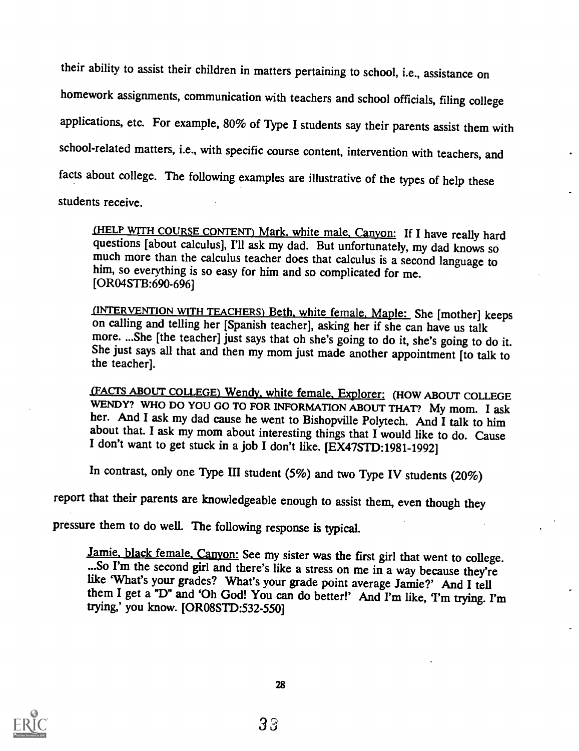their ability to assist their children in matters pertaining to school, i.e., assistance on homework assignments, communication with teachers and school officials, filing college applications, etc. For example, 80% of Type I students say their parents assist them with school-related matters, i.e., with specific course content, intervention with teachers, and facts about college. The following examples are illustrative of the types of help these students receive.

> <u>(HELP WITH COURSE CONTENT) Mark, white male, Canyon:</u> If I have really hard questions [about calculus], I'll ask my dad. But unfortunately, my dad knows so much more than the calculus teacher does that calculus is a second language to him, so everything is so easy for him and so complicated for me. [OR04STB:690-696]

> <u>(INTERVENTION WITH TEACHERS) Beth, white female, Maple:</u> She [mother] keeps on calling and telling her [Spanish teacher], asking her if she can have us talk more. ...She [the teacher] just says that oh she's going to do it, she's going to do it. She just says all that and then my mom just made another appointment [to talk to the teacher].

> <u>(FACTS ABOUT COLLEGE) Wendy, white female, Explorer:</u> (HOW ABOUT COLLEGE WENDY? WHO DO YOU GO TO FOR INFORMATION ABOUT THAT? My mom. I ask her. And I ask my dad cause he went to Bishopville Polytech. And I talk to him about that. I ask my mom about interesting things that I would like to do. Cause I don't want to get stuck in a job I don't like. [EX47STD:1981-1992]

In contrast, only one Type III student (5%) and two Type IV students (20%) report that their parents are knowledgeable enough to assist them, even though they pressure them to do well. The following response is typical.

> <u>Jamie, black female, Canyon:</u> See my sister was the first girl that went to college. ...So I'm the second girl and there's like a stress on me in a way because they're like 'What's your grades? What's your grade point average Jamie?' And I tell them I get a "D" and 'Oh God! You can do better!' And I'm like, 'I'm trying. I'm trying,' you know. [OR08STD:532-550]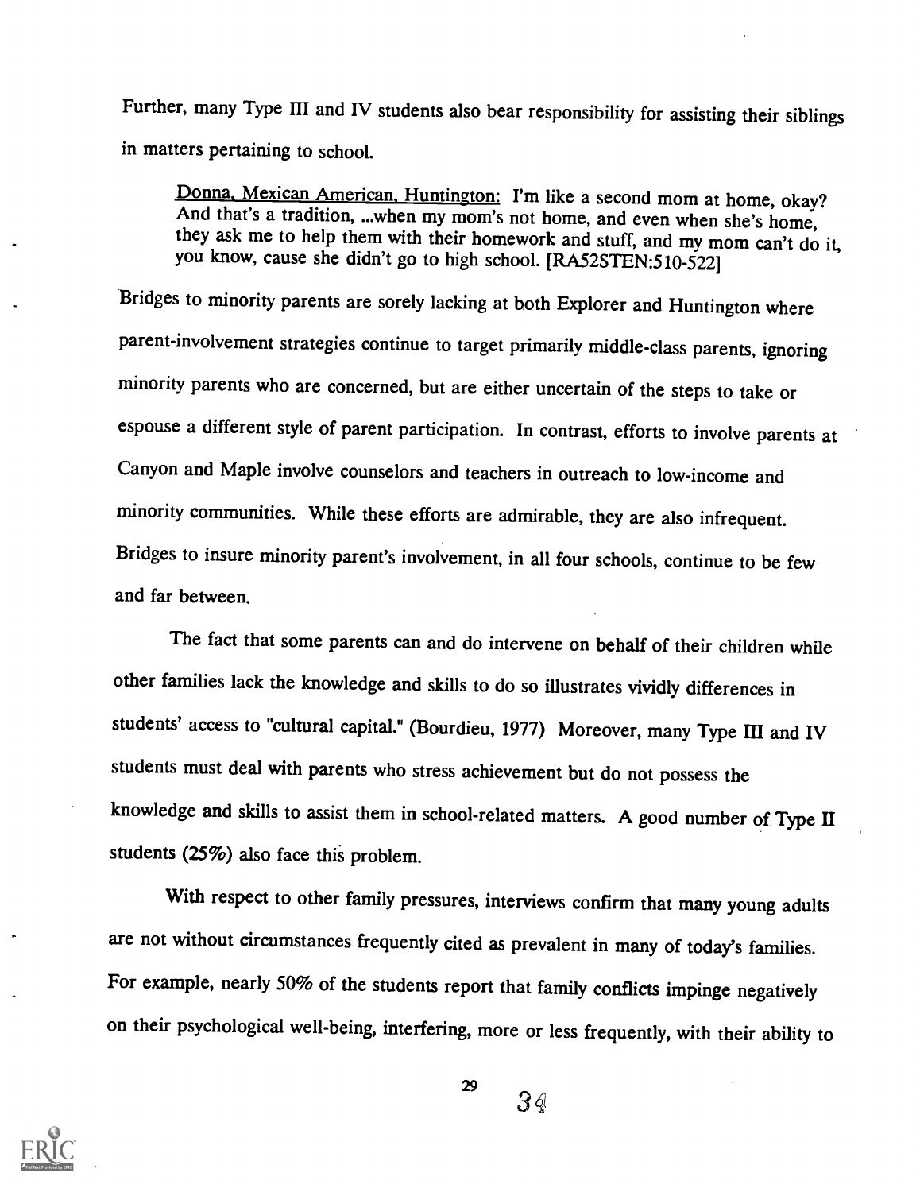Further, many Type III and IV students also bear responsibility for assisting their siblings in matters pertaining to school.

> Donna, Mexican American, Huntington: I'm like a second mom at home, okay? And that's a tradition, ...when my mom's not home, and even when she's home, they ask me to help them with their homework and stuff, and my mom can't do it, you know, cause she didn't go to high school. [RA52STEN:510-522]

Bridges to minority parents are sorely lacking at both Explorer and Huntington where parent-involvement strategies continue to target primarily middle-class parents, ignoring minority parents who are concerned, but are either uncertain of the steps to take or espouse a different style of parent participation. In contrast, efforts to involve parents at Canyon and Maple involve counselors and teachers in outreach to low-income and minority communities. While these efforts are admirable, they are also infrequent. Bridges to insure minority parent's involvement, in all four schools, continue to be few and far between.

The fact that some parents can and do intervene on behalf of their children while other families lack the knowledge and skills to do so illustrates vividly differences in students' access to "cultural capital." (Bourdieu, 1977) Moreover, many Type III and IV students must deal with parents who stress achievement but do not possess the knowledge and skills to assist them in school-related matters. A good number of Type II students (25%) also face this problem.

With respect to other family pressures, interviews confirm that many young adults are not without circumstances frequently cited as prevalent in many of today's families. For example, nearly 50% of the students report that family conflicts impinge negatively on their psychological well-being, interfering, more or less frequently, with their ability to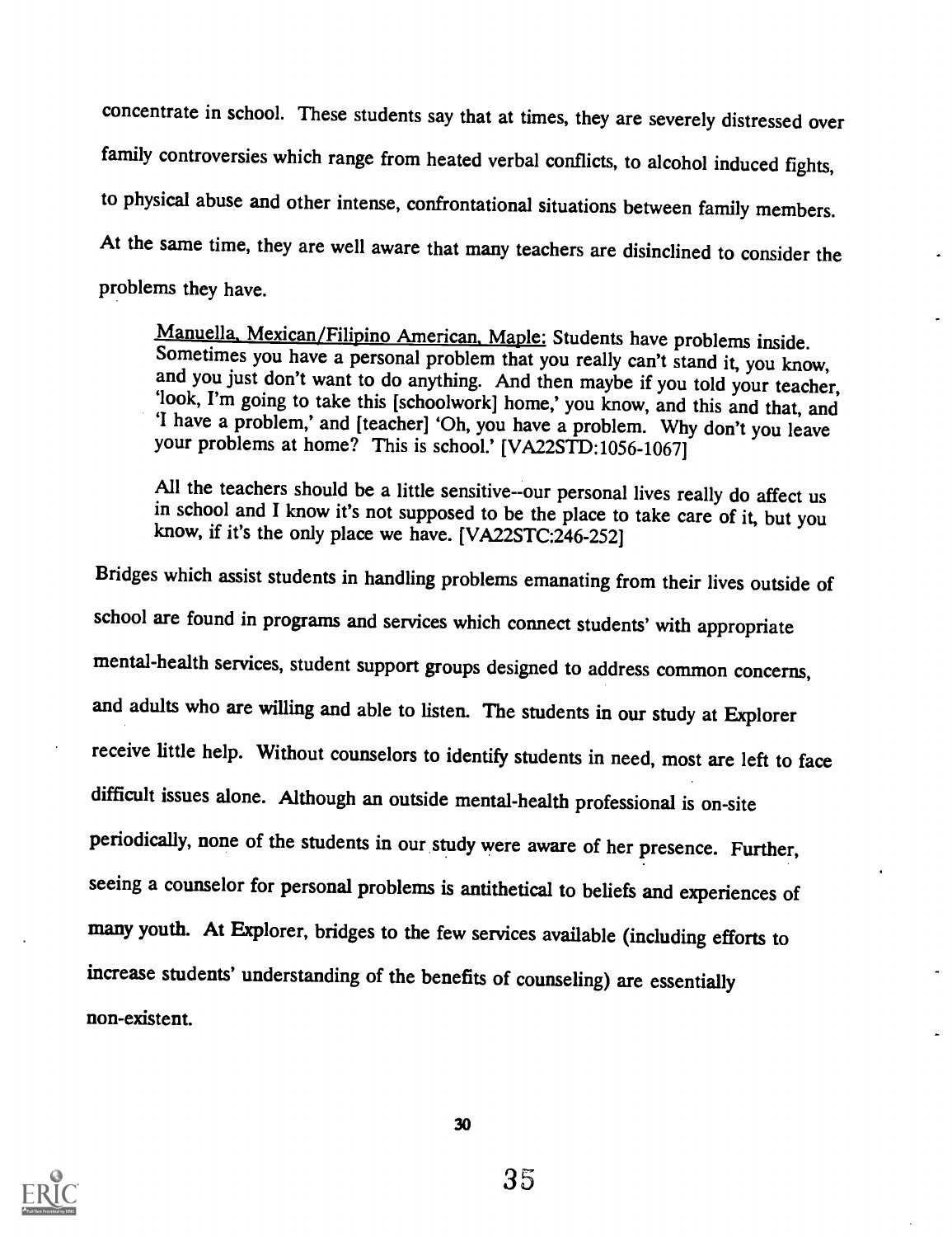concentrate in school. These students say that at times, they are severely distressed over family controversies which range from heated verbal conflicts, to alcohol induced fights, to physical abuse and other intense, confrontational situations between family members. At the same time, they are well aware that many teachers are disinclined to consider the problems they have.

> Manuella, Mexican/Filipino American, Maple: Students have problems inside. Sometimes you have a personal problem that you really can't stand it, you know, and you just don't want to do anything. And then maybe if you told your teacher, 'look, I'm going to take this [schoolwork] home,' you know, and this and that, and 'I have a problem,' and [teacher] 'Oh, you have a problem. Why don't you leave your problems at home? This is school.' [VA22STD:1056-1067]
>
> All the teachers should be a little sensitive--our personal lives really do affect us in school and I know it's not supposed to be the place to take care of it, but you know, if it's the only place we have. [VA22STC:246-252]

Bridges which assist students in handling problems emanating from their lives outside of school are found in programs and services which connect students' with appropriate mental-health services, student support groups designed to address common concerns, and adults who are willing and able to listen. The students in our study at Explorer receive little help. Without counselors to identify students in need, most are left to face difficult issues alone. Although an outside mental-health professional is on-site periodically, none of the students in our study were aware of her presence. Further, seeing a counselor for personal problems is antithetical to beliefs and experiences of many youth. At Explorer, bridges to the few services available (including efforts to increase students' understanding of the benefits of counseling) are essentially non-existent.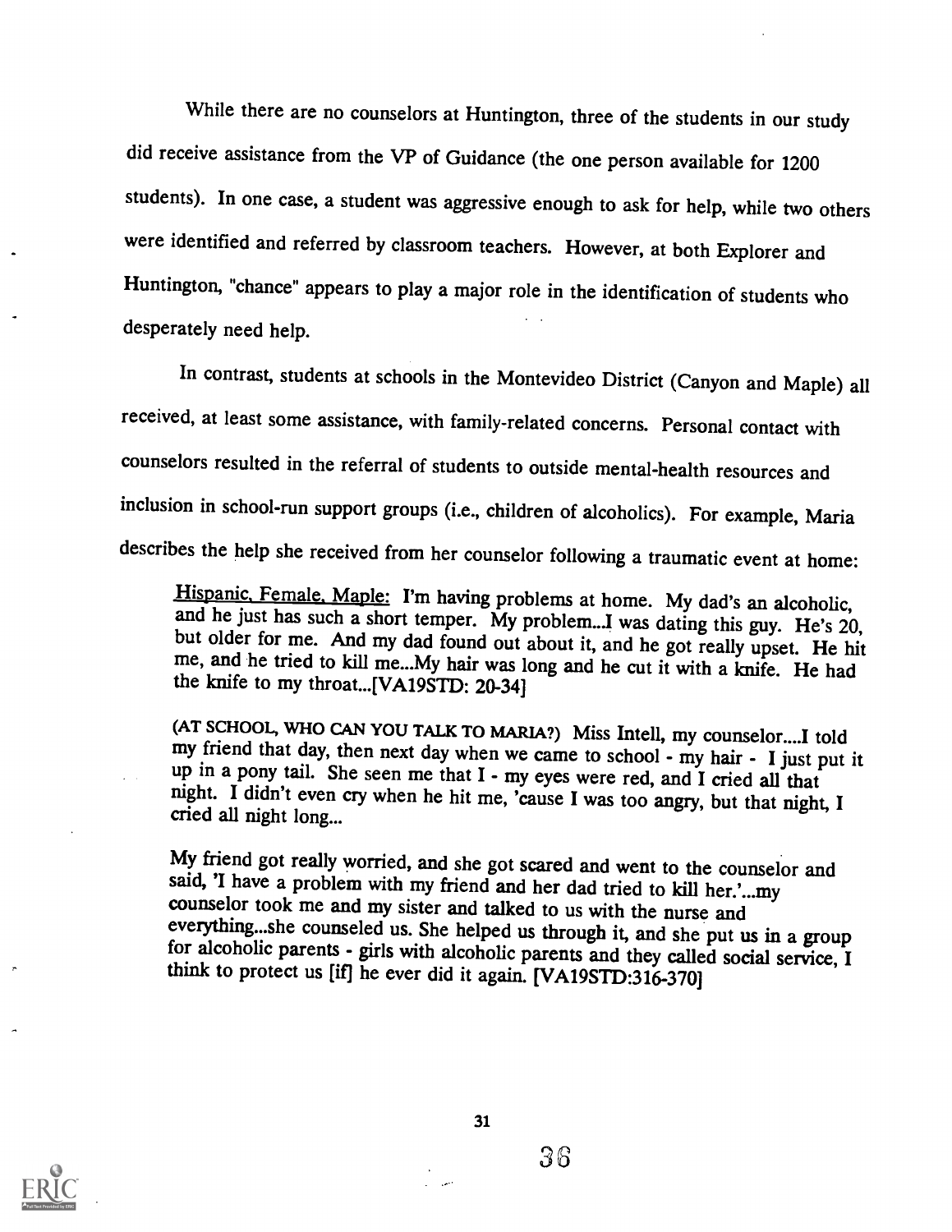While there are no counselors at Huntington, three of the students in our study did receive assistance from the VP of Guidance (the one person available for 1200 students). In one case, a student was aggressive enough to ask for help, while two others were identified and referred by classroom teachers. However, at both Explorer and Huntington, "chance" appears to play a major role in the identification of students who desperately need help.

In contrast, students at schools in the Montevideo District (Canyon and Maple) all received, at least some assistance, with family-related concerns. Personal contact with counselors resulted in the referral of students to outside mental-health resources and inclusion in school-run support groups (i.e., children of alcoholics). For example, Maria describes the help she received from her counselor following a traumatic event at home:

> Hispanic, Female, Maple: I'm having problems at home. My dad's an alcoholic, and he just has such a short temper. My problem...I was dating this guy. He's 20, but older for me. And my dad found out about it, and he got really upset. He hit me, and he tried to kill me...My hair was long and he cut it with a knife. He had the knife to my throat...[VA19STD: 20-34]
>
> (AT SCHOOL, WHO CAN YOU TALK TO MARIA?) Miss Intell, my counselor....I told my friend that day, then next day when we came to school - my hair - I just put it up in a pony tail. She seen me that I - my eyes were red, and I cried all that night. I didn't even cry when he hit me, 'cause I was too angry, but that night, I cried all night long...
>
> My friend got really worried, and she got scared and went to the counselor and said, 'I have a problem with my friend and her dad tried to kill her.'...my counselor took me and my sister and talked to us with the nurse and everything...she counseled us. She helped us through it, and she put us in a group for alcoholic parents - girls with alcoholic parents and they called social service, I think to protect us [if] he ever did it again. [VA19STD:316-370]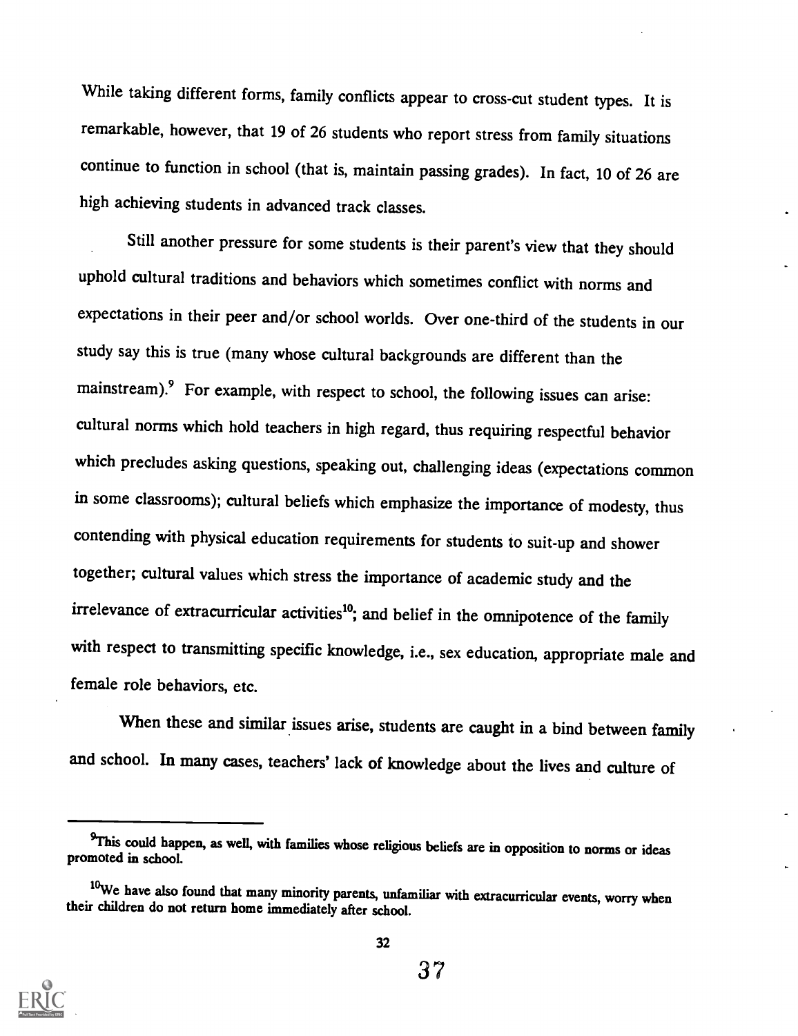While taking different forms, family conflicts appear to cross-cut student types. It is remarkable, however, that 19 of 26 students who report stress from family situations continue to function in school (that is, maintain passing grades). In fact, 10 of 26 are high achieving students in advanced track classes.

Still another pressure for some students is their parent's view that they should uphold cultural traditions and behaviors which sometimes conflict with norms and expectations in their peer and/or school worlds. Over one-third of the students in our study say this is true (many whose cultural backgrounds are different than the mainstream).[9] For example, with respect to school, the following issues can arise: cultural norms which hold teachers in high regard, thus requiring respectful behavior which precludes asking questions, speaking out, challenging ideas (expectations common in some classrooms); cultural beliefs which emphasize the importance of modesty, thus contending with physical education requirements for students to suit-up and shower together; cultural values which stress the importance of academic study and the irrelevance of extracurricular activities[10]; and belief in the omnipotence of the family with respect to transmitting specific knowledge, i.e., sex education, appropriate male and female role behaviors, etc.

When these and similar issues arise, students are caught in a bind between family and school. In many cases, teachers' lack of knowledge about the lives and culture of

---

[9]This could happen, as well, with families whose religious beliefs are in opposition to norms or ideas promoted in school.

[10]We have also found that many minority parents, unfamiliar with extracurricular events, worry when their children do not return home immediately after school.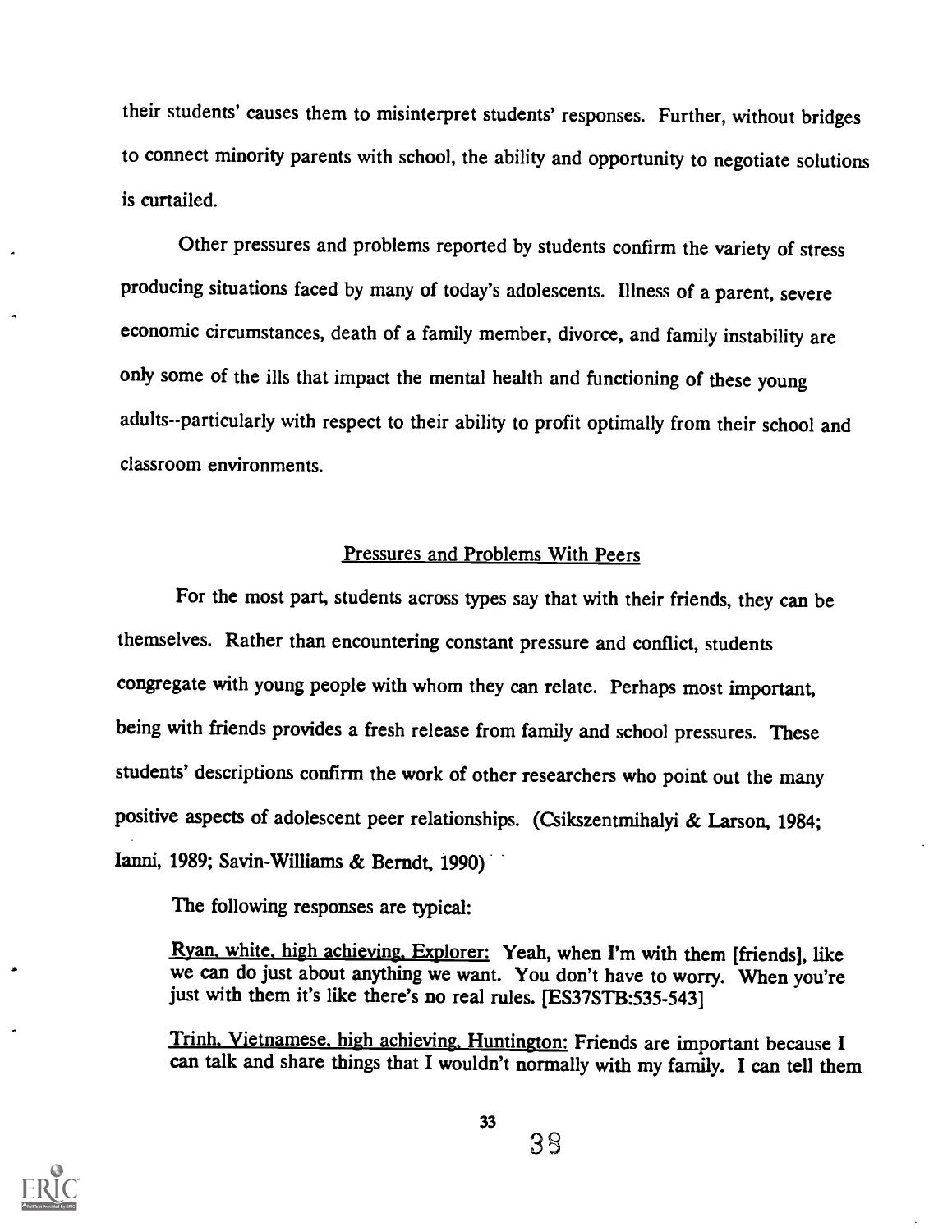their students' causes them to misinterpret students' responses. Further, without bridges to connect minority parents with school, the ability and opportunity to negotiate solutions is curtailed.

Other pressures and problems reported by students confirm the variety of stress producing situations faced by many of today's adolescents. Illness of a parent, severe economic circumstances, death of a family member, divorce, and family instability are only some of the ills that impact the mental health and functioning of these young adults--particularly with respect to their ability to profit optimally from their school and classroom environments.

## Pressures and Problems With Peers

For the most part, students across types say that with their friends, they can be themselves. Rather than encountering constant pressure and conflict, students congregate with young people with whom they can relate. Perhaps most important, being with friends provides a fresh release from family and school pressures. These students' descriptions confirm the work of other researchers who point out the many positive aspects of adolescent peer relationships. (Csikszentmihalyi & Larson, 1984; Ianni, 1989; Savin-Williams & Berndt, 1990)

The following responses are typical:

> Ryan, white, high achieving, Explorer: Yeah, when I'm with them [friends], like we can do just about anything we want. You don't have to worry. When you're just with them it's like there's no real rules. [ES37STB:535-543]

> Trinh, Vietnamese, high achieving, Huntington: Friends are important because I can talk and share things that I wouldn't normally with my family. I can tell them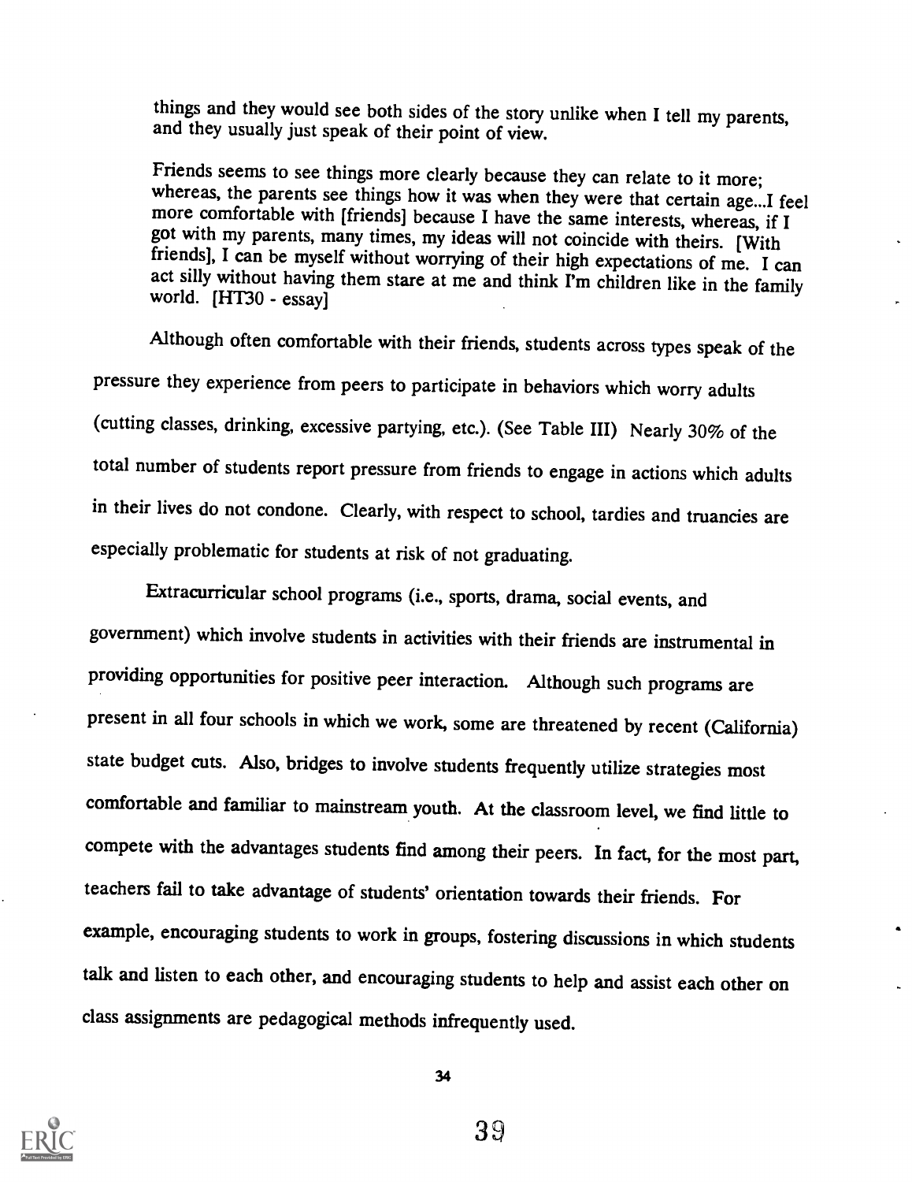things and they would see both sides of the story unlike when I tell my parents, and they usually just speak of their point of view.

> Friends seems to see things more clearly because they can relate to it more; whereas, the parents see things how it was when they were that certain age...I feel more comfortable with [friends] because I have the same interests, whereas, if I got with my parents, many times, my ideas will not coincide with theirs. [With friends], I can be myself without worrying of their high expectations of me. I can act silly without having them stare at me and think I'm children like in the family world. [HT30 - essay]

Although often comfortable with their friends, students across types speak of the pressure they experience from peers to participate in behaviors which worry adults (cutting classes, drinking, excessive partying, etc.). (See Table III) Nearly 30% of the total number of students report pressure from friends to engage in actions which adults in their lives do not condone. Clearly, with respect to school, tardies and truancies are especially problematic for students at risk of not graduating.

Extracurricular school programs (i.e., sports, drama, social events, and government) which involve students in activities with their friends are instrumental in providing opportunities for positive peer interaction. Although such programs are present in all four schools in which we work, some are threatened by recent (California) state budget cuts. Also, bridges to involve students frequently utilize strategies most comfortable and familiar to mainstream youth. At the classroom level, we find little to compete with the advantages students find among their peers. In fact, for the most part, teachers fail to take advantage of students' orientation towards their friends. For example, encouraging students to work in groups, fostering discussions in which students talk and listen to each other, and encouraging students to help and assist each other on class assignments are pedagogical methods infrequently used.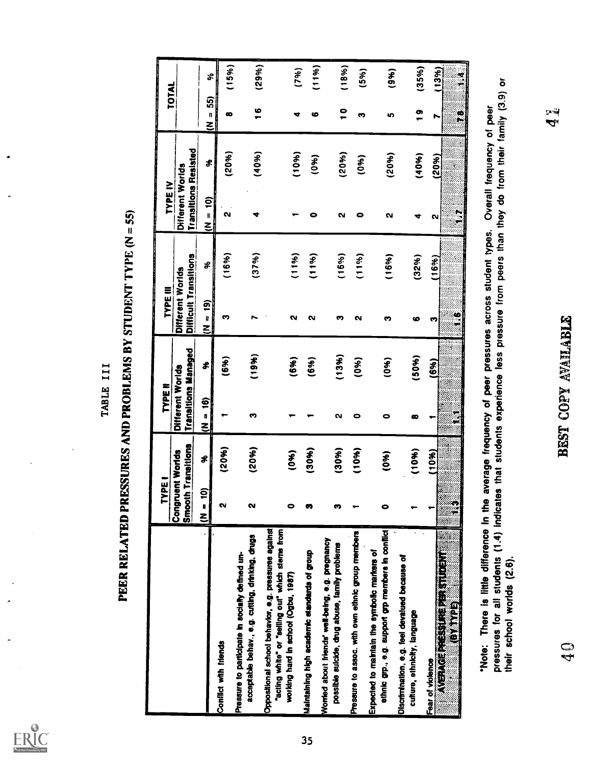TABLE III

# PEER RELATED PRESSURES AND PROBLEMS BY STUDENT TYPE (N = 55)

| | TYPE I Congruent Worlds Smooth Transitions | | TYPE II Different Worlds Transitions Managed | | TYPE III Different Worlds Difficult Transitions | | TYPE IV Different Worlds Transitions Resisted | | TOTAL | |
|---|---|---|---|---|---|---|---|---|---|---|
| | (N = 10) | % | (N = 16) | % | (N = 19) | % | (N = 10) | % | (N = 55) | % |
| Conflict with friends | 2 | (20%) | 1 | (6%) | 3 | (16%) | 2 | (20%) | 8 | (15%) |
| Pressure to participate in socially defined unacceptable behav., e.g. cutting, drinking, drugs | 2 | (20%) | 3 | (19%) | 7 | (37%) | 4 | (40%) | 16 | (29%) |
| Oppositional school behavior, e.g. pressures against "acting white" or "selling out" which stems from working hard in school (Ogbu, 1987) | 0 | (0%) | 1 | (6%) | 2 | (11%) | 1 | (10%) | 4 | (7%) |
| Maintaining high academic standards of group | 3 | (30%) | 1 | (6%) | 2 | (11%) | 0 | (0%) | 6 | (11%) |
| Worried about friends' well-being, e.g. pregnancy possible suicide, drug abuse, family problems | 3 | (30%) | 2 | (13%) | 3 | (16%) | 2 | (20%) | 10 | (18%) |
| Pressure to assoc. with own ethnic group members | 1 | (10%) | 0 | (0%) | 2 | (11%) | 0 | (0%) | 3 | (5%) |
| Expected to maintain the symbolic markers of ethnic grp., e.g. support grp members in conflict | 0 | (0%) | 0 | (0%) | 3 | (16%) | 2 | (20%) | 5 | (9%) |
| Discrimination, e.g. feel devalued because of culture, ethnicity, language | 1 | (10%) | 8 | (50%) | 6 | (32%) | 4 | (40%) | 19 | (35%) |
| Fear of violence | 1 | (10%) | 1 | (6%) | 3 | (16%) | 2 | (20%) | 7 | (13%) |
| AVERAGE PRESSURE PER STUDENT (BY TYPE) | 1.3 | | 1.1 | | 1.6 | | 1.7 | | 7.8 | 1.4 |

*Note: There is little difference in the average frequency of peer pressures across student types. Overall frequency of peer pressures for all students (1.4) indicates that students experience less pressure from peers than they do from their family (3.9) or their school worlds (2.6).

BEST COPY AVAILABLE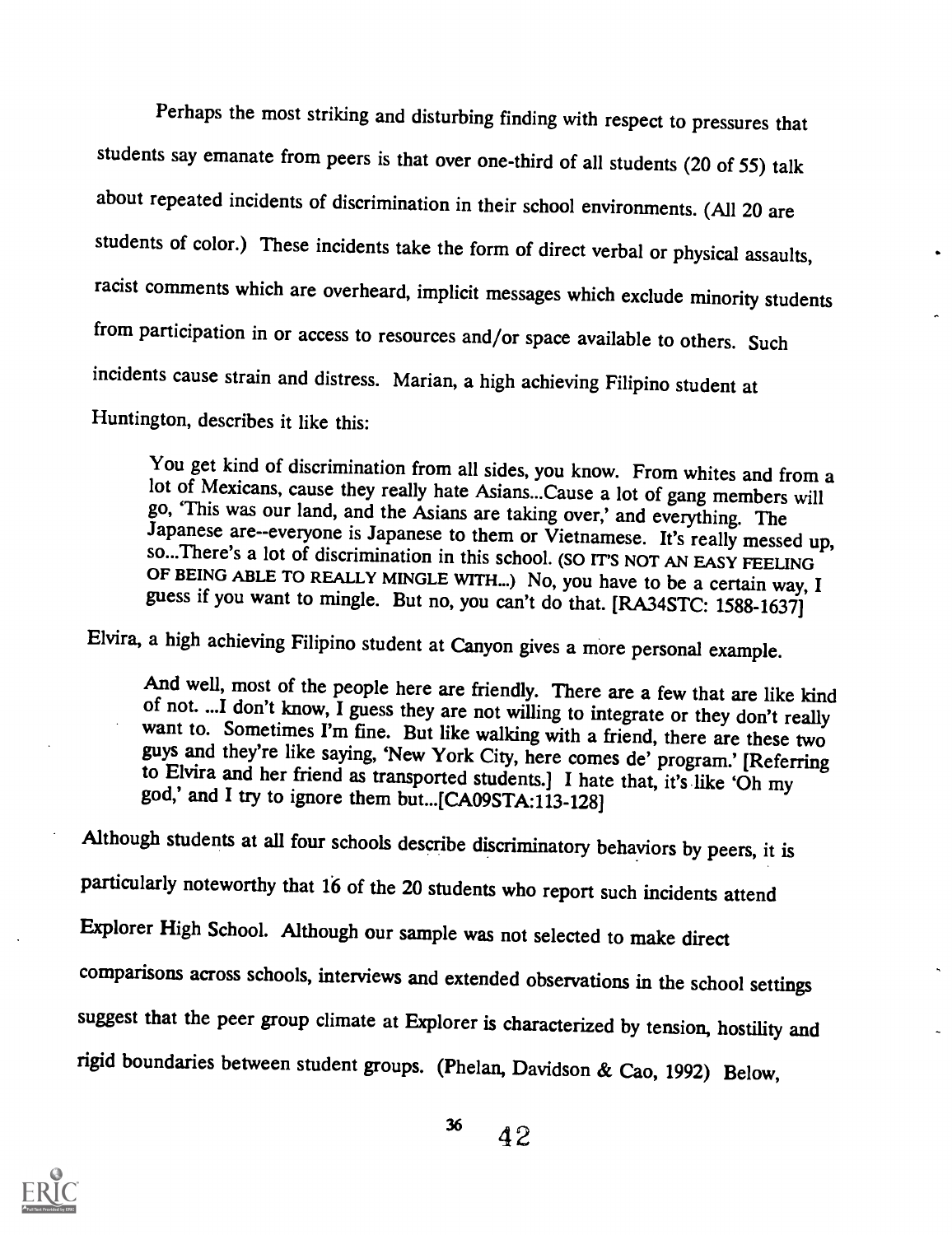Perhaps the most striking and disturbing finding with respect to pressures that students say emanate from peers is that over one-third of all students (20 of 55) talk about repeated incidents of discrimination in their school environments. (All 20 are students of color.) These incidents take the form of direct verbal or physical assaults, racist comments which are overheard, implicit messages which exclude minority students from participation in or access to resources and/or space available to others. Such incidents cause strain and distress. Marian, a high achieving Filipino student at Huntington, describes it like this:

> You get kind of discrimination from all sides, you know. From whites and from a lot of Mexicans, cause they really hate Asians...Cause a lot of gang members will go, 'This was our land, and the Asians are taking over,' and everything. The Japanese are--everyone is Japanese to them or Vietnamese. It's really messed up, so...There's a lot of discrimination in this school. (SO IT'S NOT AN EASY FEELING OF BEING ABLE TO REALLY MINGLE WITH...) No, you have to be a certain way, I guess if you want to mingle. But no, you can't do that. [RA34STC: 1588-1637]

Elvira, a high achieving Filipino student at Canyon gives a more personal example.

> And well, most of the people here are friendly. There are a few that are like kind of not. ...I don't know, I guess they are not willing to integrate or they don't really want to. Sometimes I'm fine. But like walking with a friend, there are these two guys and they're like saying, 'New York City, here comes de' program.' [Referring to Elvira and her friend as transported students.] I hate that, it's like 'Oh my god,' and I try to ignore them but...[CA09STA:113-128]

Although students at all four schools describe discriminatory behaviors by peers, it is particularly noteworthy that 16 of the 20 students who report such incidents attend Explorer High School. Although our sample was not selected to make direct comparisons across schools, interviews and extended observations in the school settings suggest that the peer group climate at Explorer is characterized by tension, hostility and rigid boundaries between student groups. (Phelan, Davidson & Cao, 1992) Below,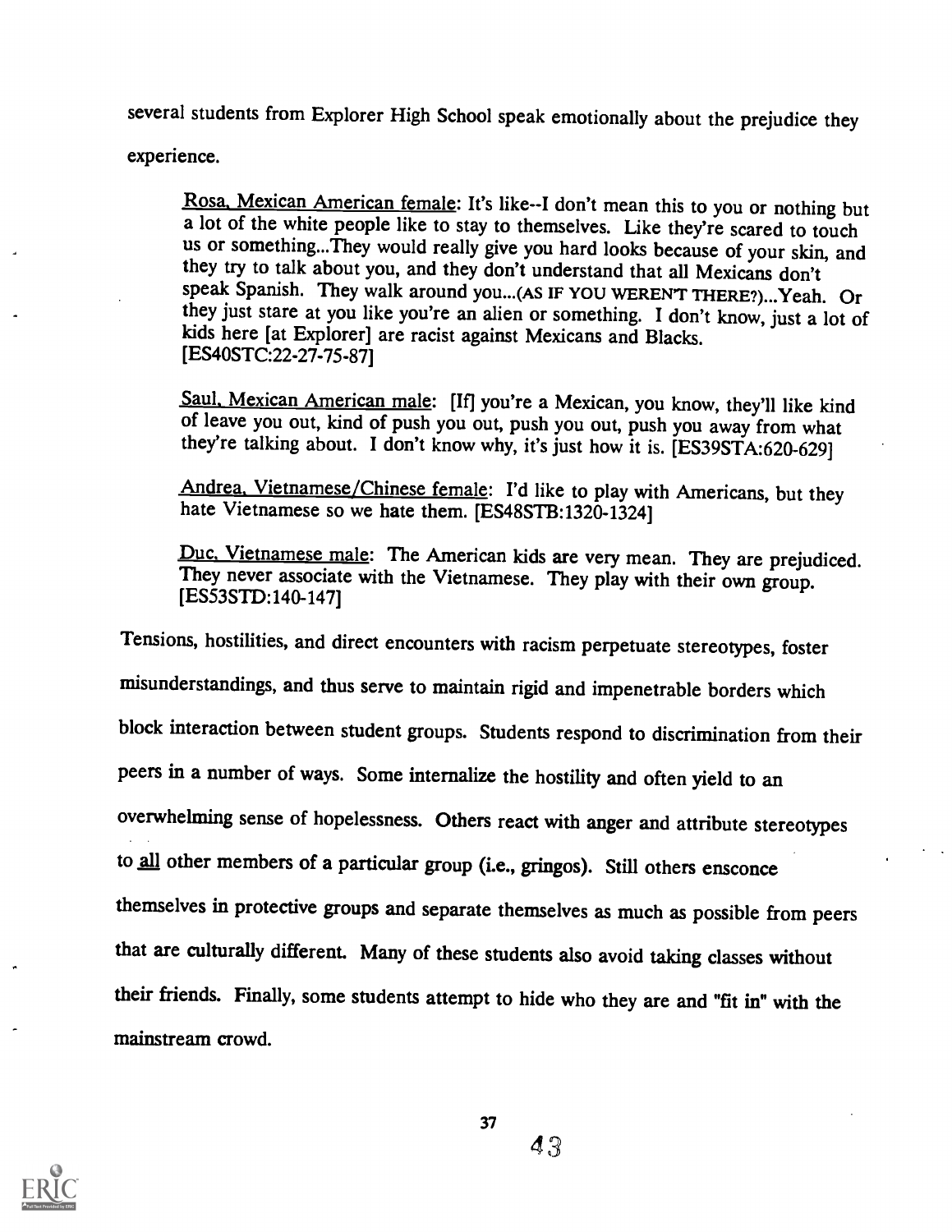several students from Explorer High School speak emotionally about the prejudice they experience.

> Rosa, Mexican American female: It's like--I don't mean this to you or nothing but a lot of the white people like to stay to themselves. Like they're scared to touch us or something...They would really give you hard looks because of your skin, and they try to talk about you, and they don't understand that all Mexicans don't speak Spanish. They walk around you...(AS IF YOU WEREN'T THERE?)...Yeah. Or they just stare at you like you're an alien or something. I don't know, just a lot of kids here [at Explorer] are racist against Mexicans and Blacks. [ES40STC:22-27-75-87]

> Saul, Mexican American male: [If] you're a Mexican, you know, they'll like kind of leave you out, kind of push you out, push you out, push you away from what they're talking about. I don't know why, it's just how it is. [ES39STA:620-629]

> Andrea, Vietnamese/Chinese female: I'd like to play with Americans, but they hate Vietnamese so we hate them. [ES48STB:1320-1324]

> Duc, Vietnamese male: The American kids are very mean. They are prejudiced. They never associate with the Vietnamese. They play with their own group. [ES53STD:140-147]

Tensions, hostilities, and direct encounters with racism perpetuate stereotypes, foster misunderstandings, and thus serve to maintain rigid and impenetrable borders which block interaction between student groups. Students respond to discrimination from their peers in a number of ways. Some internalize the hostility and often yield to an overwhelming sense of hopelessness. Others react with anger and attribute stereotypes to all other members of a particular group (i.e., gringos). Still others ensconce themselves in protective groups and separate themselves as much as possible from peers that are culturally different. Many of these students also avoid taking classes without their friends. Finally, some students attempt to hide who they are and "fit in" with the mainstream crowd.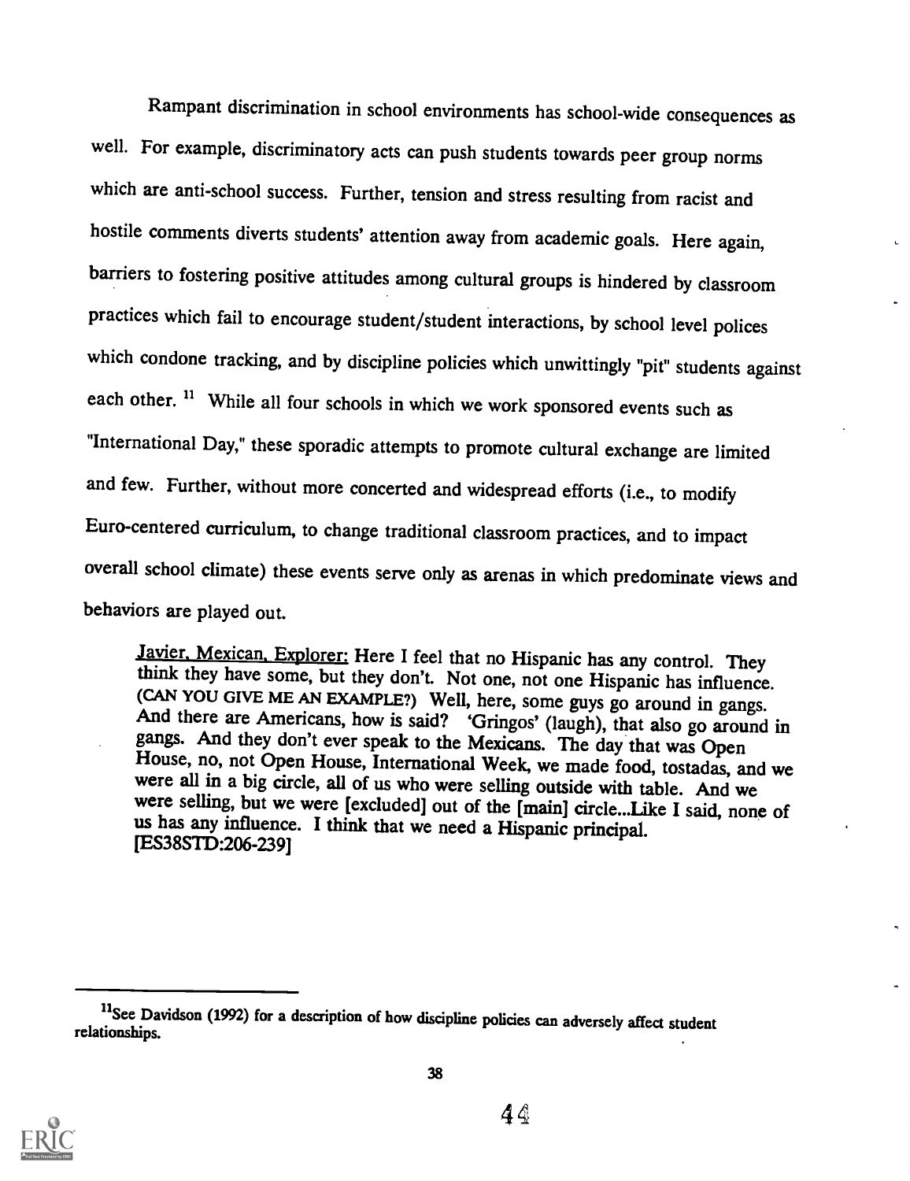Rampant discrimination in school environments has school-wide consequences as well. For example, discriminatory acts can push students towards peer group norms which are anti-school success. Further, tension and stress resulting from racist and hostile comments diverts students' attention away from academic goals. Here again, barriers to fostering positive attitudes among cultural groups is hindered by classroom practices which fail to encourage student/student interactions, by school level polices which condone tracking, and by discipline policies which unwittingly "pit" students against each other. [11] While all four schools in which we work sponsored events such as "International Day," these sporadic attempts to promote cultural exchange are limited and few. Further, without more concerted and widespread efforts (i.e., to modify Euro-centered curriculum, to change traditional classroom practices, and to impact overall school climate) these events serve only as arenas in which predominate views and behaviors are played out.

> Javier, Mexican, Explorer: Here I feel that no Hispanic has any control. They think they have some, but they don't. Not one, not one Hispanic has influence. (CAN YOU GIVE ME AN EXAMPLE?) Well, here, some guys go around in gangs. And there are Americans, how is said? 'Gringos' (laugh), that also go around in gangs. And they don't ever speak to the Mexicans. The day that was Open House, no, not Open House, International Week, we made food, tostadas, and we were all in a big circle, all of us who were selling outside with table. And we were selling, but we were [excluded] out of the [main] circle...Like I said, none of us has any influence. I think that we need a Hispanic principal. [ES38STD:206-239]

---

[11] See Davidson (1992) for a description of how discipline policies can adversely affect student relationships.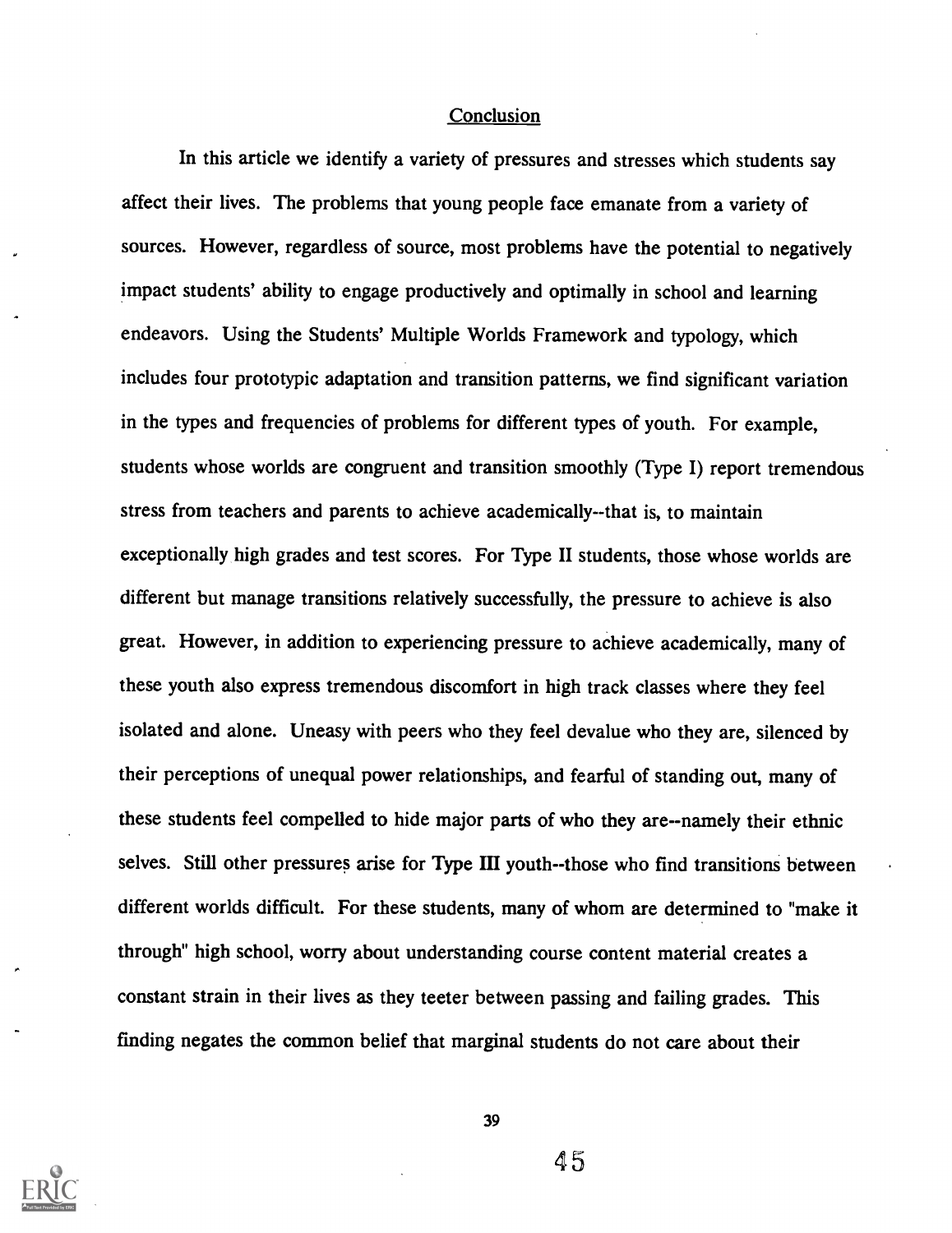## Conclusion

In this article we identify a variety of pressures and stresses which students say affect their lives. The problems that young people face emanate from a variety of sources. However, regardless of source, most problems have the potential to negatively impact students' ability to engage productively and optimally in school and learning endeavors. Using the Students' Multiple Worlds Framework and typology, which includes four prototypic adaptation and transition patterns, we find significant variation in the types and frequencies of problems for different types of youth. For example, students whose worlds are congruent and transition smoothly (Type I) report tremendous stress from teachers and parents to achieve academically--that is, to maintain exceptionally high grades and test scores. For Type II students, those whose worlds are different but manage transitions relatively successfully, the pressure to achieve is also great. However, in addition to experiencing pressure to achieve academically, many of these youth also express tremendous discomfort in high track classes where they feel isolated and alone. Uneasy with peers who they feel devalue who they are, silenced by their perceptions of unequal power relationships, and fearful of standing out, many of these students feel compelled to hide major parts of who they are--namely their ethnic selves. Still other pressures arise for Type III youth--those who find transitions between different worlds difficult. For these students, many of whom are determined to "make it through" high school, worry about understanding course content material creates a constant strain in their lives as they teeter between passing and failing grades. This finding negates the common belief that marginal students do not care about their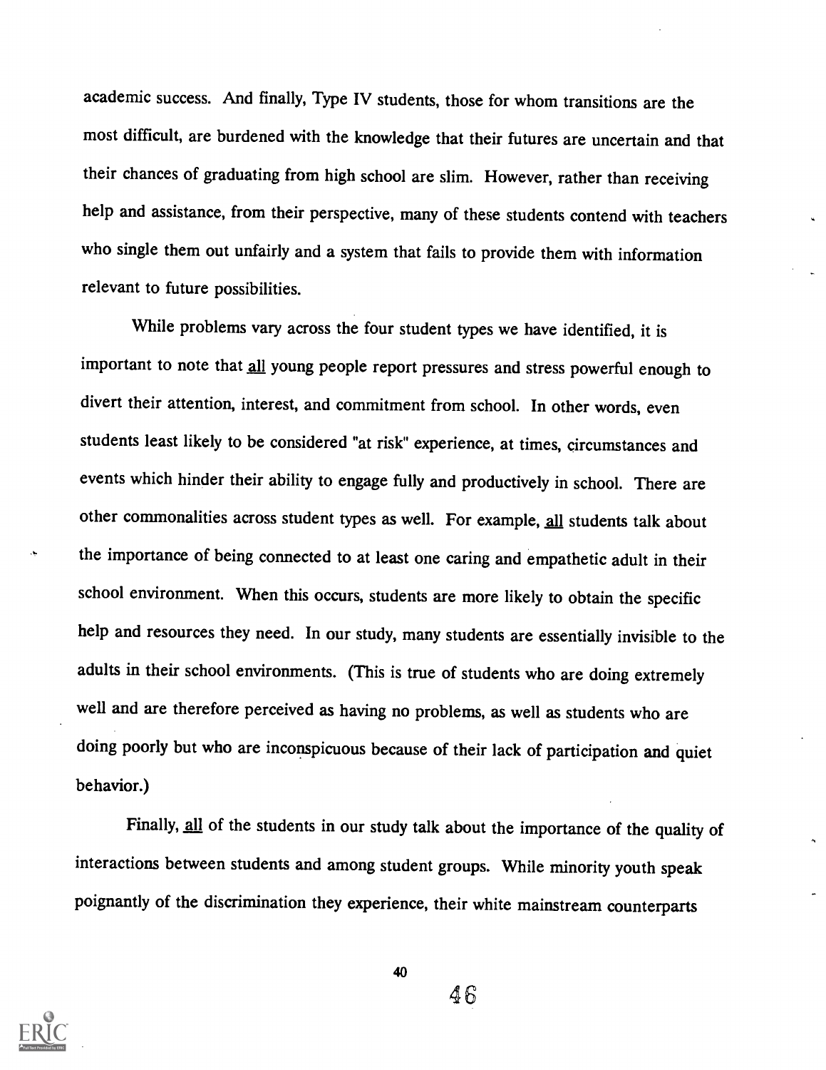academic success. And finally, Type IV students, those for whom transitions are the most difficult, are burdened with the knowledge that their futures are uncertain and that their chances of graduating from high school are slim. However, rather than receiving help and assistance, from their perspective, many of these students contend with teachers who single them out unfairly and a system that fails to provide them with information relevant to future possibilities.

While problems vary across the four student types we have identified, it is important to note that all young people report pressures and stress powerful enough to divert their attention, interest, and commitment from school. In other words, even students least likely to be considered "at risk" experience, at times, circumstances and events which hinder their ability to engage fully and productively in school. There are other commonalities across student types as well. For example, all students talk about the importance of being connected to at least one caring and empathetic adult in their school environment. When this occurs, students are more likely to obtain the specific help and resources they need. In our study, many students are essentially invisible to the adults in their school environments. (This is true of students who are doing extremely well and are therefore perceived as having no problems, as well as students who are doing poorly but who are inconspicuous because of their lack of participation and quiet behavior.)

Finally, all of the students in our study talk about the importance of the quality of interactions between students and among student groups. While minority youth speak poignantly of the discrimination they experience, their white mainstream counterparts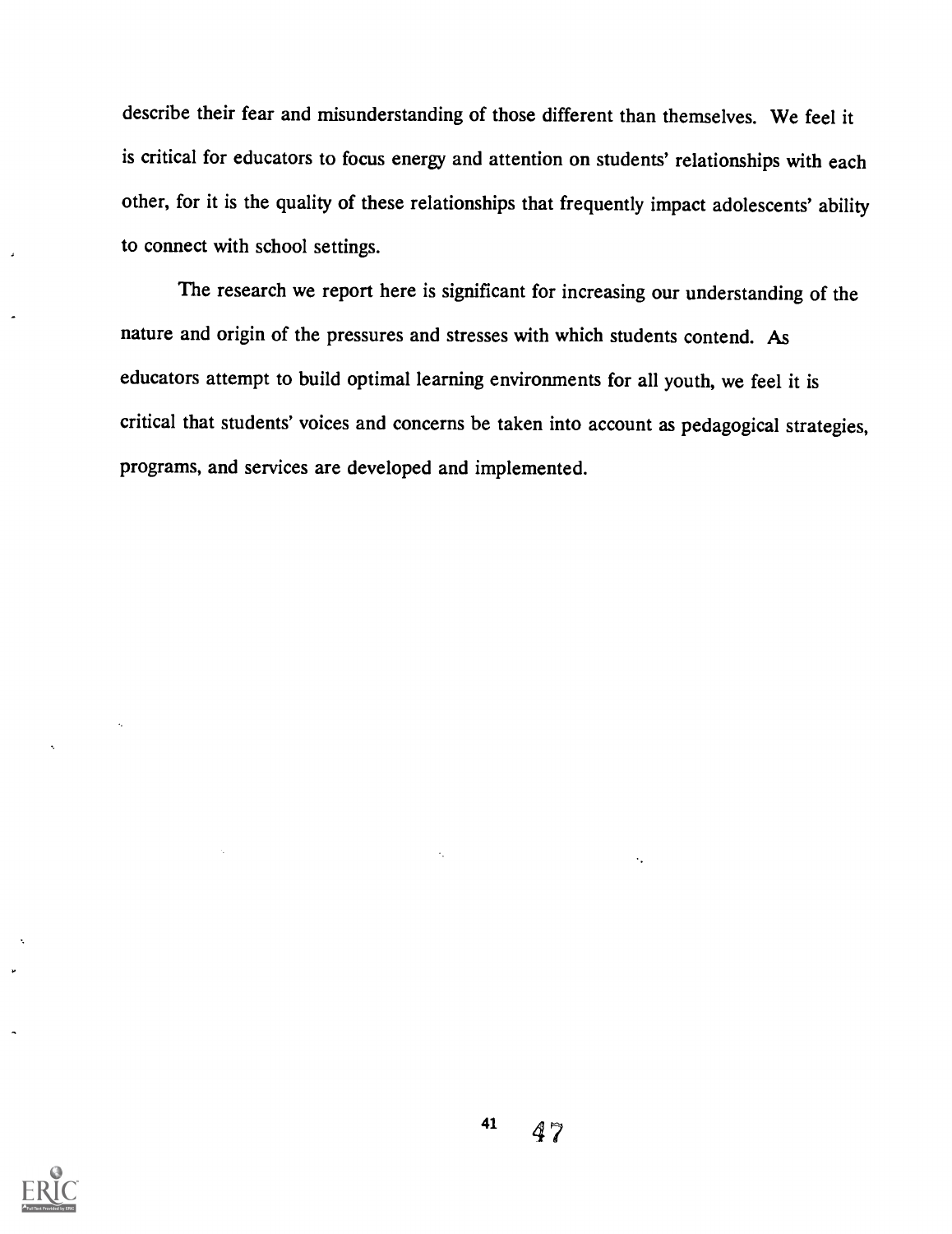describe their fear and misunderstanding of those different than themselves. We feel it is critical for educators to focus energy and attention on students' relationships with each other, for it is the quality of these relationships that frequently impact adolescents' ability to connect with school settings.

The research we report here is significant for increasing our understanding of the nature and origin of the pressures and stresses with which students contend. As educators attempt to build optimal learning environments for all youth, we feel it is critical that students' voices and concerns be taken into account as pedagogical strategies, programs, and services are developed and implemented.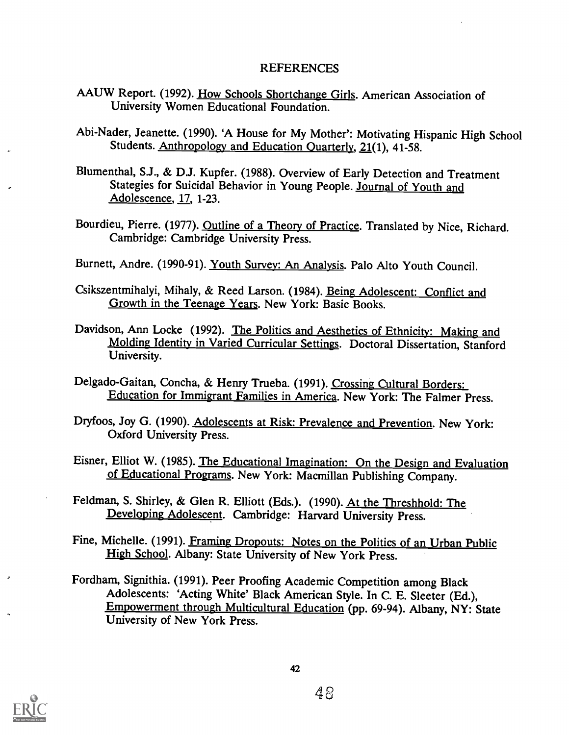## REFERENCES

AAUW Report. (1992). How Schools Shortchange Girls. American Association of University Women Educational Foundation.

Abi-Nader, Jeanette. (1990). 'A House for My Mother': Motivating Hispanic High School Students. Anthropology and Education Quarterly, 21(1), 41-58.

Blumenthal, S.J., & D.J. Kupfer. (1988). Overview of Early Detection and Treatment Stategies for Suicidal Behavior in Young People. Journal of Youth and Adolescence, 17, 1-23.

Bourdieu, Pierre. (1977). Outline of a Theory of Practice. Translated by Nice, Richard. Cambridge: Cambridge University Press.

Burnett, Andre. (1990-91). Youth Survey: An Analysis. Palo Alto Youth Council.

Csikszentmihalyi, Mihaly, & Reed Larson. (1984). Being Adolescent: Conflict and Growth in the Teenage Years. New York: Basic Books.

Davidson, Ann Locke (1992). The Politics and Aesthetics of Ethnicity: Making and Molding Identity in Varied Curricular Settings. Doctoral Dissertation, Stanford University.

Delgado-Gaitan, Concha, & Henry Trueba. (1991). Crossing Cultural Borders: Education for Immigrant Families in America. New York: The Falmer Press.

Dryfoos, Joy G. (1990). Adolescents at Risk: Prevalence and Prevention. New York: Oxford University Press.

Eisner, Elliot W. (1985). The Educational Imagination: On the Design and Evaluation of Educational Programs. New York: Macmillan Publishing Company.

Feldman, S. Shirley, & Glen R. Elliott (Eds.). (1990). At the Threshhold: The Developing Adolescent. Cambridge: Harvard University Press.

Fine, Michelle. (1991). Framing Dropouts: Notes on the Politics of an Urban Public High School. Albany: State University of New York Press.

Fordham, Signithia. (1991). Peer Proofing Academic Competition among Black Adolescents: 'Acting White' Black American Style. In C. E. Sleeter (Ed.), Empowerment through Multicultural Education (pp. 69-94). Albany, NY: State University of New York Press.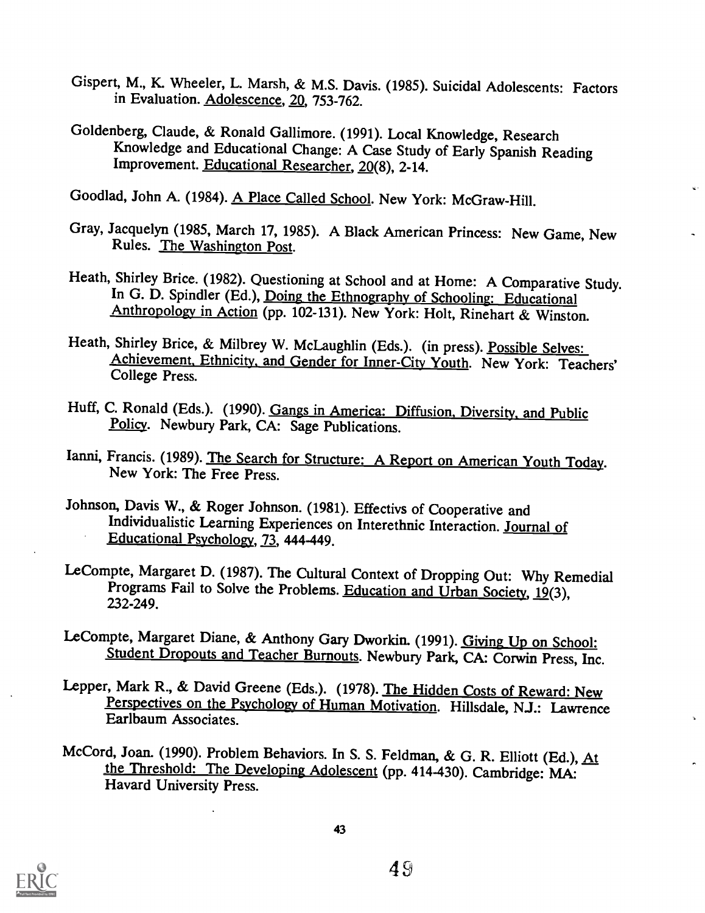Gispert, M., K. Wheeler, L. Marsh, & M.S. Davis. (1985). Suicidal Adolescents: Factors in Evaluation. Adolescence, 20, 753-762.

Goldenberg, Claude, & Ronald Gallimore. (1991). Local Knowledge, Research Knowledge and Educational Change: A Case Study of Early Spanish Reading Improvement. Educational Researcher, 20(8), 2-14.

Goodlad, John A. (1984). A Place Called School. New York: McGraw-Hill.

Gray, Jacquelyn (1985, March 17, 1985). A Black American Princess: New Game, New Rules. The Washington Post.

Heath, Shirley Brice. (1982). Questioning at School and at Home: A Comparative Study. In G. D. Spindler (Ed.), Doing the Ethnography of Schooling: Educational Anthropology in Action (pp. 102-131). New York: Holt, Rinehart & Winston.

Heath, Shirley Brice, & Milbrey W. McLaughlin (Eds.). (in press). Possible Selves: Achievement, Ethnicity, and Gender for Inner-City Youth. New York: Teachers' College Press.

Huff, C. Ronald (Eds.). (1990). Gangs in America: Diffusion, Diversity, and Public Policy. Newbury Park, CA: Sage Publications.

Ianni, Francis. (1989). The Search for Structure: A Report on American Youth Today. New York: The Free Press.

Johnson, Davis W., & Roger Johnson. (1981). Effectivs of Cooperative and Individualistic Learning Experiences on Interethnic Interaction. Journal of Educational Psychology, 73, 444-449.

LeCompte, Margaret D. (1987). The Cultural Context of Dropping Out: Why Remedial Programs Fail to Solve the Problems. Education and Urban Society, 19(3), 232-249.

LeCompte, Margaret Diane, & Anthony Gary Dworkin. (1991). Giving Up on School: Student Dropouts and Teacher Burnouts. Newbury Park, CA: Corwin Press, Inc.

Lepper, Mark R., & David Greene (Eds.). (1978). The Hidden Costs of Reward: New Perspectives on the Psychology of Human Motivation. Hillsdale, N.J.: Lawrence Earlbaum Associates.

McCord, Joan. (1990). Problem Behaviors. In S. S. Feldman, & G. R. Elliott (Ed.), At the Threshold: The Developing Adolescent (pp. 414-430). Cambridge: MA: Havard University Press.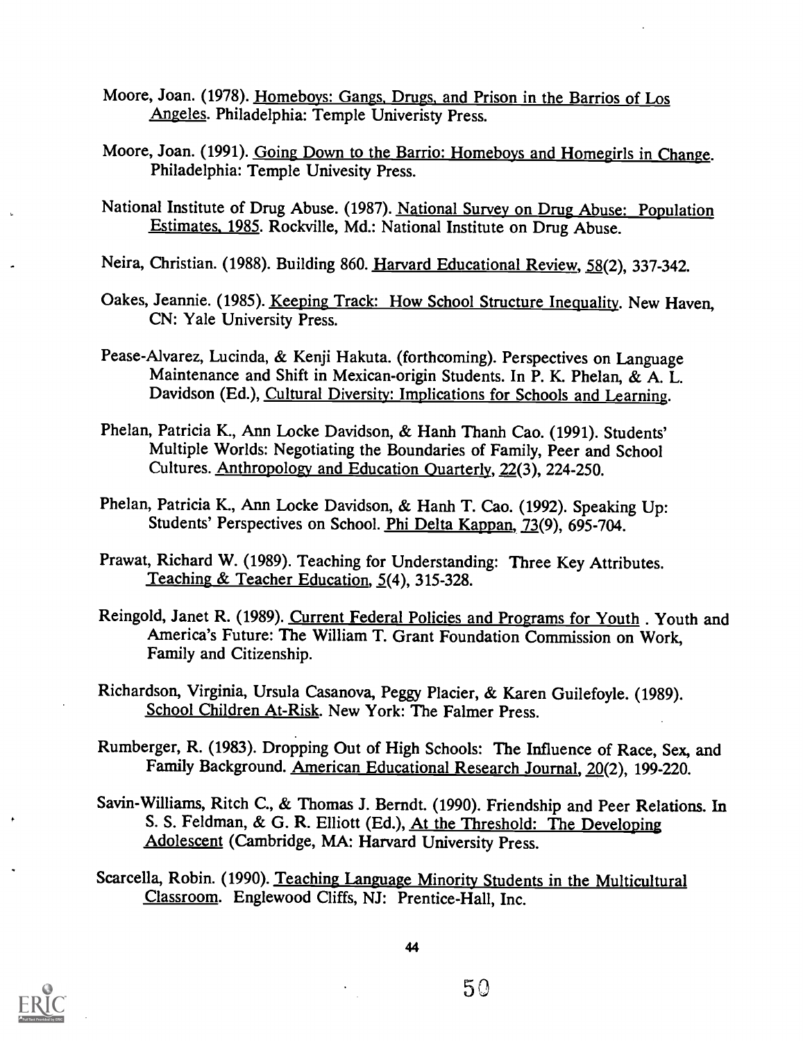Moore, Joan. (1978). Homeboys: Gangs, Drugs, and Prison in the Barrios of Los Angeles. Philadelphia: Temple Univeristy Press.

Moore, Joan. (1991). Going Down to the Barrio: Homeboys and Homegirls in Change. Philadelphia: Temple Univesity Press.

National Institute of Drug Abuse. (1987). National Survey on Drug Abuse: Population Estimates, 1985. Rockville, Md.: National Institute on Drug Abuse.

Neira, Christian. (1988). Building 860. Harvard Educational Review, 58(2), 337-342.

Oakes, Jeannie. (1985). Keeping Track: How School Structure Inequality. New Haven, CN: Yale University Press.

Pease-Alvarez, Lucinda, & Kenji Hakuta. (forthcoming). Perspectives on Language Maintenance and Shift in Mexican-origin Students. In P. K. Phelan, & A. L. Davidson (Ed.), Cultural Diversity: Implications for Schools and Learning.

Phelan, Patricia K., Ann Locke Davidson, & Hanh Thanh Cao. (1991). Students' Multiple Worlds: Negotiating the Boundaries of Family, Peer and School Cultures. Anthropology and Education Quarterly, 22(3), 224-250.

Phelan, Patricia K., Ann Locke Davidson, & Hanh T. Cao. (1992). Speaking Up: Students' Perspectives on School. Phi Delta Kappan, 73(9), 695-704.

Prawat, Richard W. (1989). Teaching for Understanding: Three Key Attributes. Teaching & Teacher Education, 5(4), 315-328.

Reingold, Janet R. (1989). Current Federal Policies and Programs for Youth . Youth and America's Future: The William T. Grant Foundation Commission on Work, Family and Citizenship.

Richardson, Virginia, Ursula Casanova, Peggy Placier, & Karen Guilefoyle. (1989). School Children At-Risk. New York: The Falmer Press.

Rumberger, R. (1983). Dropping Out of High Schools: The Influence of Race, Sex, and Family Background. American Educational Research Journal, 20(2), 199-220.

Savin-Williams, Ritch C., & Thomas J. Berndt. (1990). Friendship and Peer Relations. In S. S. Feldman, & G. R. Elliott (Ed.), At the Threshold: The Developing Adolescent (Cambridge, MA: Harvard University Press.

Scarcella, Robin. (1990). Teaching Language Minority Students in the Multicultural Classroom. Englewood Cliffs, NJ: Prentice-Hall, Inc.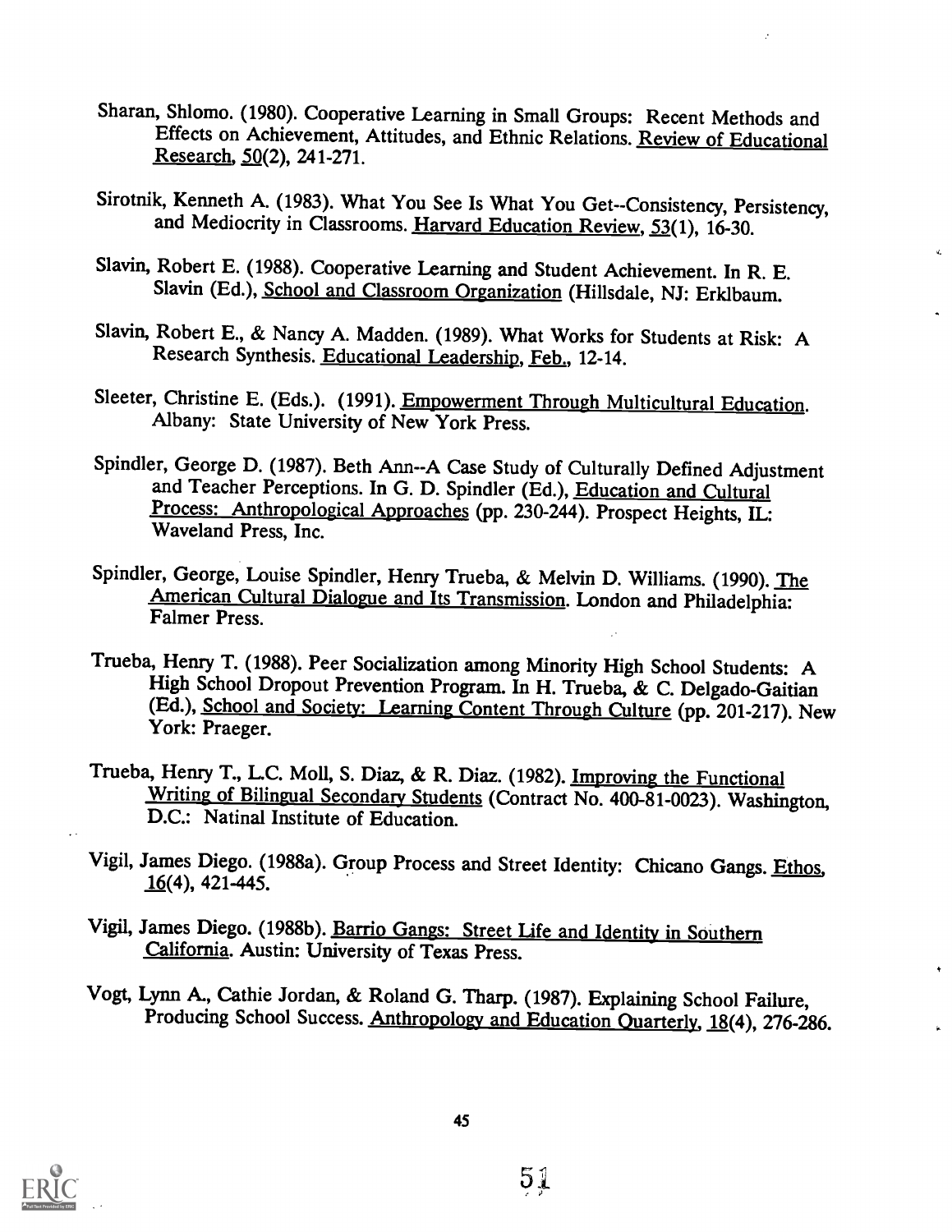Sharan, Shlomo. (1980). Cooperative Learning in Small Groups: Recent Methods and Effects on Achievement, Attitudes, and Ethnic Relations. Review of Educational Research, 50(2), 241-271.

Sirotnik, Kenneth A. (1983). What You See Is What You Get--Consistency, Persistency, and Mediocrity in Classrooms. Harvard Education Review, 53(1), 16-30.

Slavin, Robert E. (1988). Cooperative Learning and Student Achievement. In R. E. Slavin (Ed.), School and Classroom Organization (Hillsdale, NJ: Erklbaum.

Slavin, Robert E., & Nancy A. Madden. (1989). What Works for Students at Risk: A Research Synthesis. Educational Leadership, Feb., 12-14.

Sleeter, Christine E. (Eds.). (1991). Empowerment Through Multicultural Education. Albany: State University of New York Press.

Spindler, George D. (1987). Beth Ann--A Case Study of Culturally Defined Adjustment and Teacher Perceptions. In G. D. Spindler (Ed.), Education and Cultural Process: Anthropological Approaches (pp. 230-244). Prospect Heights, IL: Waveland Press, Inc.

Spindler, George, Louise Spindler, Henry Trueba, & Melvin D. Williams. (1990). The American Cultural Dialogue and Its Transmission. London and Philadelphia: Falmer Press.

Trueba, Henry T. (1988). Peer Socialization among Minority High School Students: A High School Dropout Prevention Program. In H. Trueba, & C. Delgado-Gaitian (Ed.), School and Society: Learning Content Through Culture (pp. 201-217). New York: Praeger.

Trueba, Henry T., L.C. Moll, S. Diaz, & R. Diaz. (1982). Improving the Functional Writing of Bilingual Secondary Students (Contract No. 400-81-0023). Washington, D.C.: Natinal Institute of Education.

Vigil, James Diego. (1988a). Group Process and Street Identity: Chicano Gangs. Ethos, 16(4), 421-445.

Vigil, James Diego. (1988b). Barrio Gangs: Street Life and Identity in Southern California. Austin: University of Texas Press.

Vogt, Lynn A., Cathie Jordan, & Roland G. Tharp. (1987). Explaining School Failure, Producing School Success. Anthropology and Education Quarterly, 18(4), 276-286.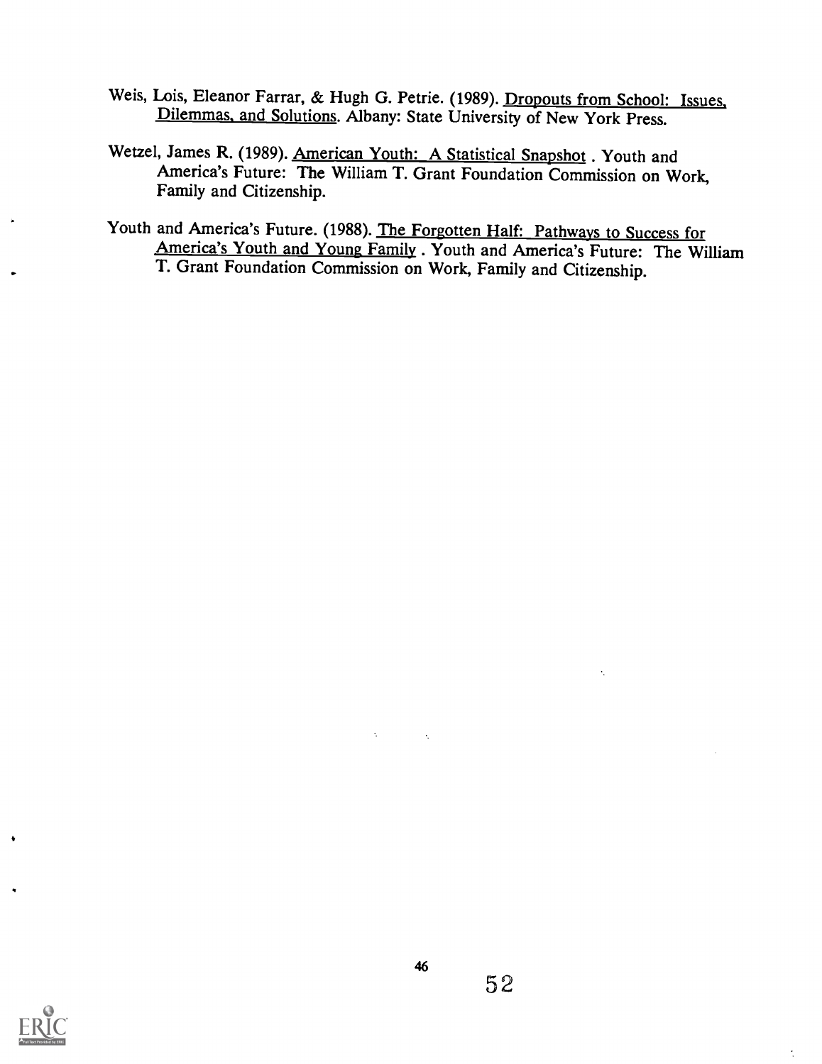Weis, Lois, Eleanor Farrar, & Hugh G. Petrie. (1989). Dropouts from School: Issues, Dilemmas, and Solutions. Albany: State University of New York Press.

Wetzel, James R. (1989). American Youth: A Statistical Snapshot . Youth and America's Future: The William T. Grant Foundation Commission on Work, Family and Citizenship.

Youth and America's Future. (1988). The Forgotten Half: Pathways to Success for America's Youth and Young Family . Youth and America's Future: The William T. Grant Foundation Commission on Work, Family and Citizenship.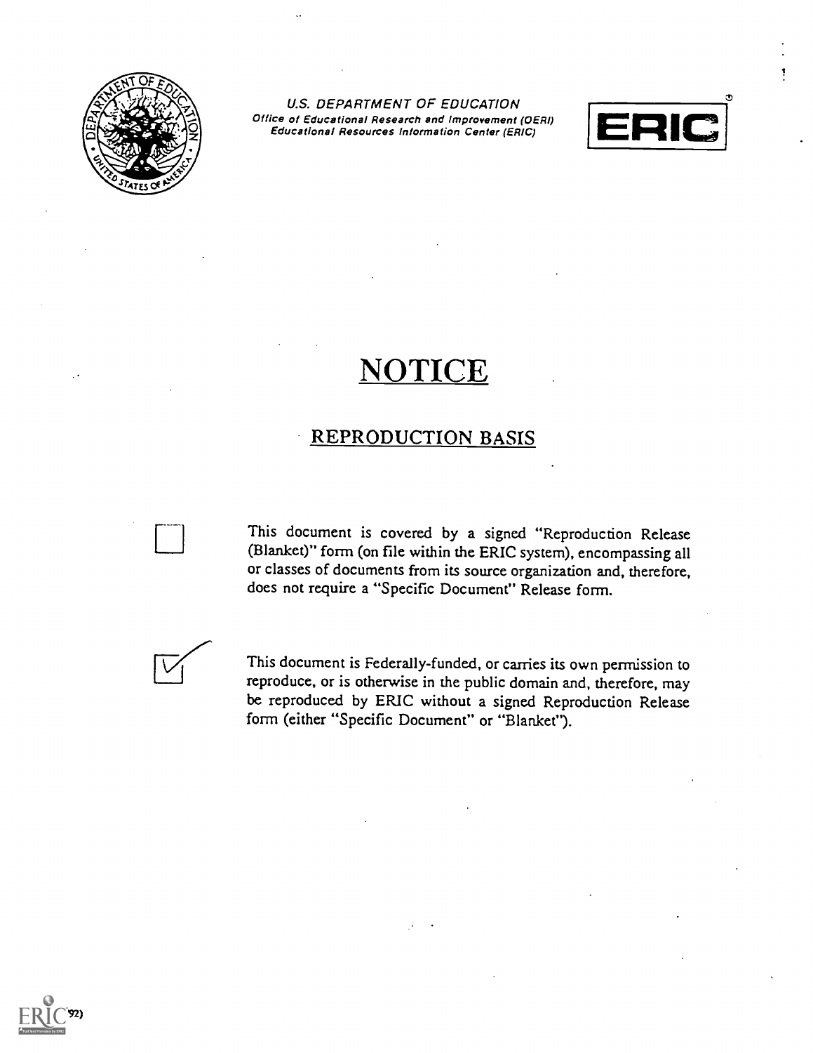U.S. DEPARTMENT OF EDUCATION
*Office of Educational Research and Improvement (OERI)*
*Educational Resources Information Center (ERIC)*

# NOTICE

## REPRODUCTION BASIS

- [ ] This document is covered by a signed "Reproduction Release (Blanket)" form (on file within the ERIC system), encompassing all or classes of documents from its source organization and, therefore, does not require a "Specific Document" Release form.

- [x] This document is Federally-funded, or carries its own permission to reproduce, or is otherwise in the public domain and, therefore, may be reproduced by ERIC without a signed Reproduction Release form (either "Specific Document" or "Blanket").